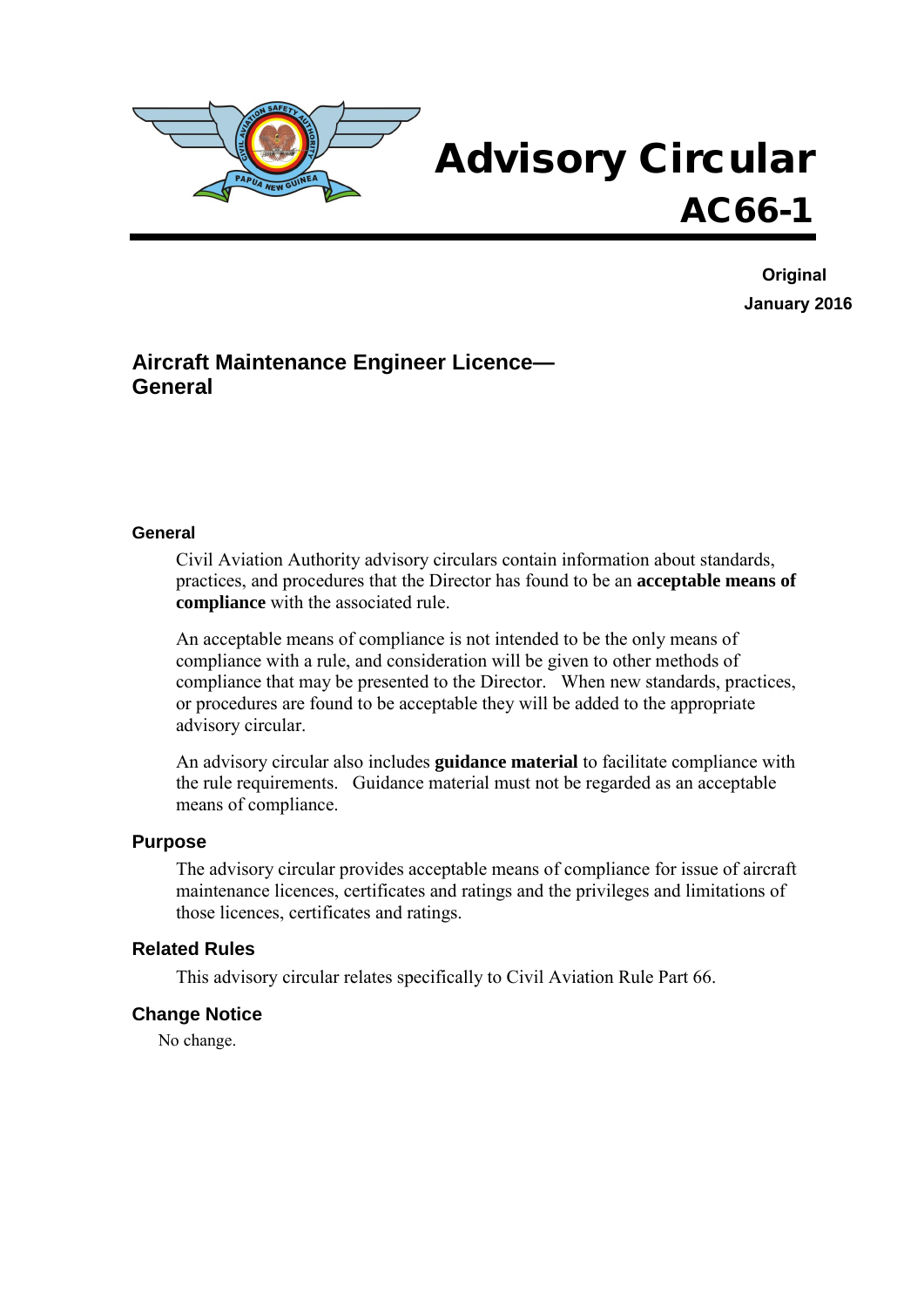# Advisory Circular

# AC66-1

**Original**

**January 2016**

## Aircraft Maintenance Engineer Licence—General

### General

Civil Aviation Authority advisory circulars contain information about standards, practices, and procedures that the Director has found to be an **acceptable means of compliance** with the associated rule.

An acceptable means of compliance is not intended to be the only means of compliance with a rule, and consideration will be given to other methods of compliance that may be presented to the Director. When new standards, practices, or procedures are found to be acceptable they will be added to the appropriate advisory circular.

An advisory circular also includes **guidance material** to facilitate compliance with the rule requirements. Guidance material must not be regarded as an acceptable means of compliance.

### Purpose

The advisory circular provides acceptable means of compliance for issue of aircraft maintenance licences, certificates and ratings and the privileges and limitations of those licences, certificates and ratings.

### Related Rules

This advisory circular relates specifically to Civil Aviation Rule Part 66.

### Change Notice

No change.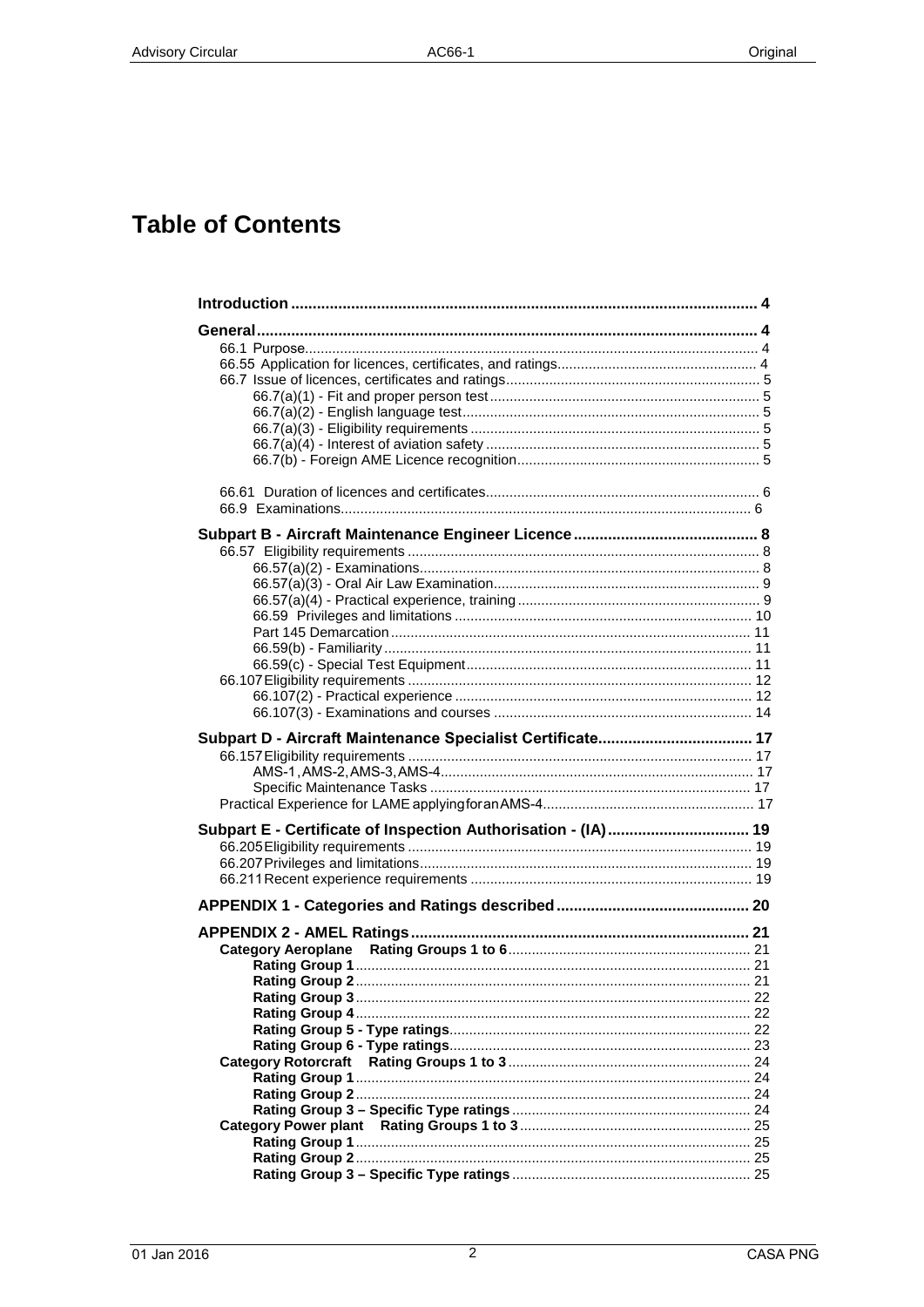# Table of Contents

**Introduction** ........................................................................................................... 4

**General** .................................................................................................................... 4
- 66.1 Purpose..................................................................................................... 4
- 66.55 Application for licences, certificates, and ratings.................................... 4
- 66.7 Issue of licences, certificates and ratings................................................... 5
  - 66.7(a)(1) - Fit and proper person test...................................................... 5
  - 66.7(a)(2) - English language test............................................................. 5
  - 66.7(a)(3) - Eligibility requirements ........................................................... 5
  - 66.7(a)(4) - Interest of aviation safety ....................................................... 5
  - 66.7(b) - Foreign AME Licence recognition................................................ 5
- 66.61 Duration of licences and certificates........................................................ 6
- 66.9 Examinations........................................................................................... 6

**Subpart B - Aircraft Maintenance Engineer Licence** ........................................... 8
- 66.57 Eligibility requirements ........................................................................... 8
  - 66.57(a)(2) - Examinations........................................................................ 8
  - 66.57(a)(3) - Oral Air Law Examination..................................................... 9
  - 66.57(a)(4) - Practical experience, training ............................................... 9
  - 66.59 Privileges and limitations ..................................................................... 10
  - Part 145 Demarcation ................................................................................ 11
  - 66.59(b) - Familiarity ................................................................................. 11
  - 66.59(c) - Special Test Equipment............................................................. 11
- 66.107 Eligibility requirements ......................................................................... 12
  - 66.107(2) - Practical experience ............................................................... 12
  - 66.107(3) - Examinations and courses ..................................................... 14

**Subpart D - Aircraft Maintenance Specialist Certificate** .................................... 17
- 66.157 Eligibility requirements ......................................................................... 17
  - AMS-1, AMS-2, AMS-3, AMS-4.................................................................... 17
  - Specific Maintenance Tasks ....................................................................... 17
- Practical Experience for LAME applying for an AMS-4......................................... 17

**Subpart E - Certificate of Inspection Authorisation - (IA)** ................................. 19
- 66.205 Eligibility requirements ......................................................................... 19
- 66.207 Privileges and limitations........................................................................ 19
- 66.211 Recent experience requirements ........................................................... 19

**APPENDIX 1 - Categories and Ratings described** ............................................. 20

**APPENDIX 2 - AMEL Ratings** ............................................................................... 21
- **Category Aeroplane Rating Groups 1 to 6** ................................................... 21
  - **Rating Group 1** ...................................................................................... 21
  - **Rating Group 2** ...................................................................................... 21
  - **Rating Group 3** ...................................................................................... 22
  - **Rating Group 4** ...................................................................................... 22
  - **Rating Group 5 - Type ratings** ................................................................ 22
  - **Rating Group 6 - Type ratings** ................................................................ 23
- **Category Rotorcraft Rating Groups 1 to 3** ................................................... 24
  - **Rating Group 1** ...................................................................................... 24
  - **Rating Group 2** ...................................................................................... 24
  - **Rating Group 3 – Specific Type ratings** .................................................. 24
- **Category Power plant Rating Groups 1 to 3** ................................................. 25
  - **Rating Group 1** ...................................................................................... 25
  - **Rating Group 2** ...................................................................................... 25
  - **Rating Group 3 – Specific Type ratings** .................................................. 25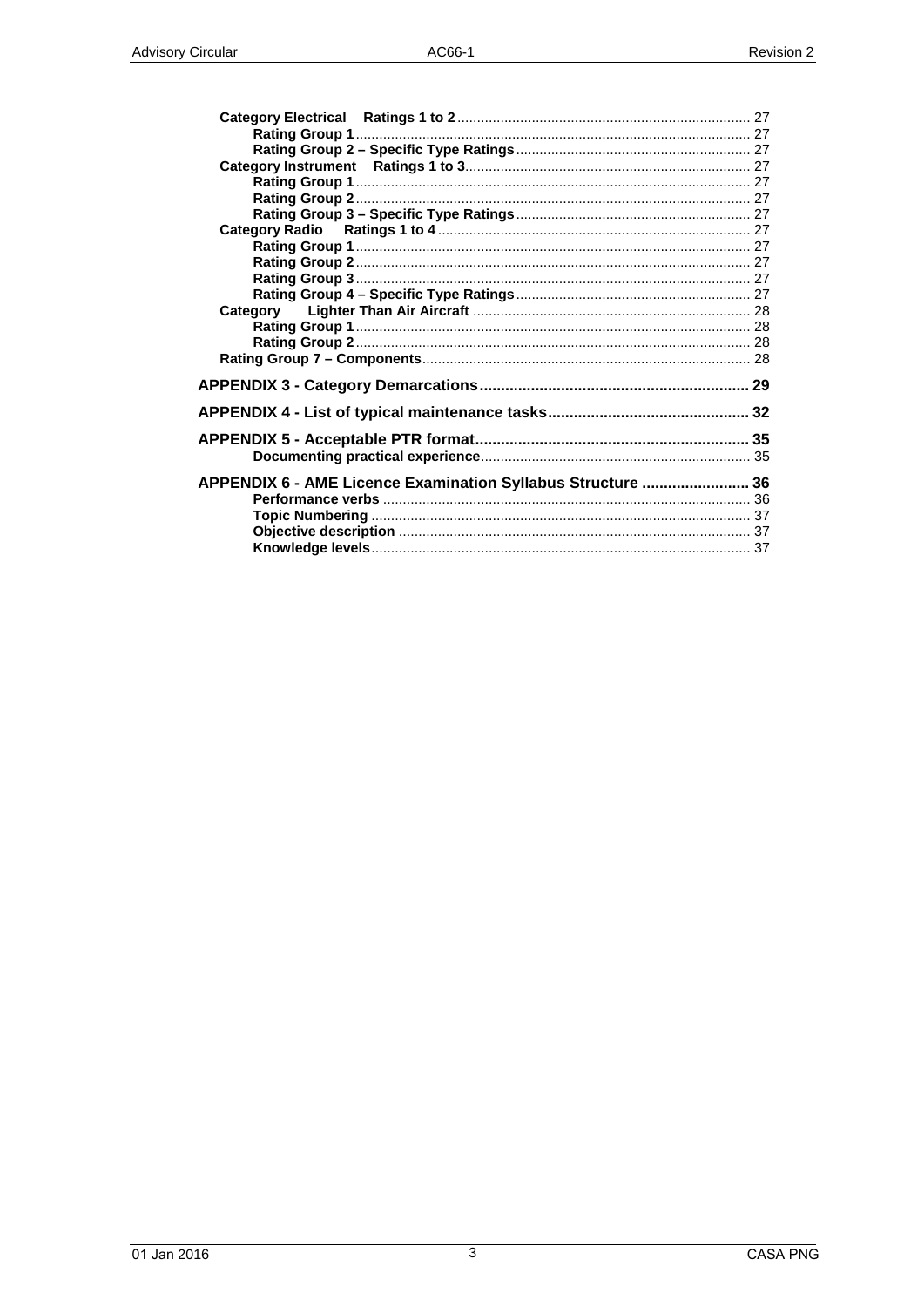- **Category Electrical Ratings 1 to 2** .......... 27
  - **Rating Group 1** .......... 27
  - **Rating Group 2 – Specific Type Ratings** .......... 27
- **Category Instrument Ratings 1 to 3** .......... 27
  - **Rating Group 1** .......... 27
  - **Rating Group 2** .......... 27
  - **Rating Group 3 – Specific Type Ratings** .......... 27
- **Category Radio Ratings 1 to 4** .......... 27
  - **Rating Group 1** .......... 27
  - **Rating Group 2** .......... 27
  - **Rating Group 3** .......... 27
  - **Rating Group 4 – Specific Type Ratings** .......... 27
- **Category Lighter Than Air Aircraft** .......... 28
  - **Rating Group 1** .......... 28
  - **Rating Group 2** .......... 28
- **Rating Group 7 – Components** .......... 28

**APPENDIX 3 - Category Demarcations** .......... 29

**APPENDIX 4 - List of typical maintenance tasks** .......... 32

**APPENDIX 5 - Acceptable PTR format** .......... 35

- **Documenting practical experience** .......... 35

**APPENDIX 6 - AME Licence Examination Syllabus Structure** .......... 36

- **Performance verbs** .......... 36
- **Topic Numbering** .......... 37
- **Objective description** .......... 37
- **Knowledge levels** .......... 37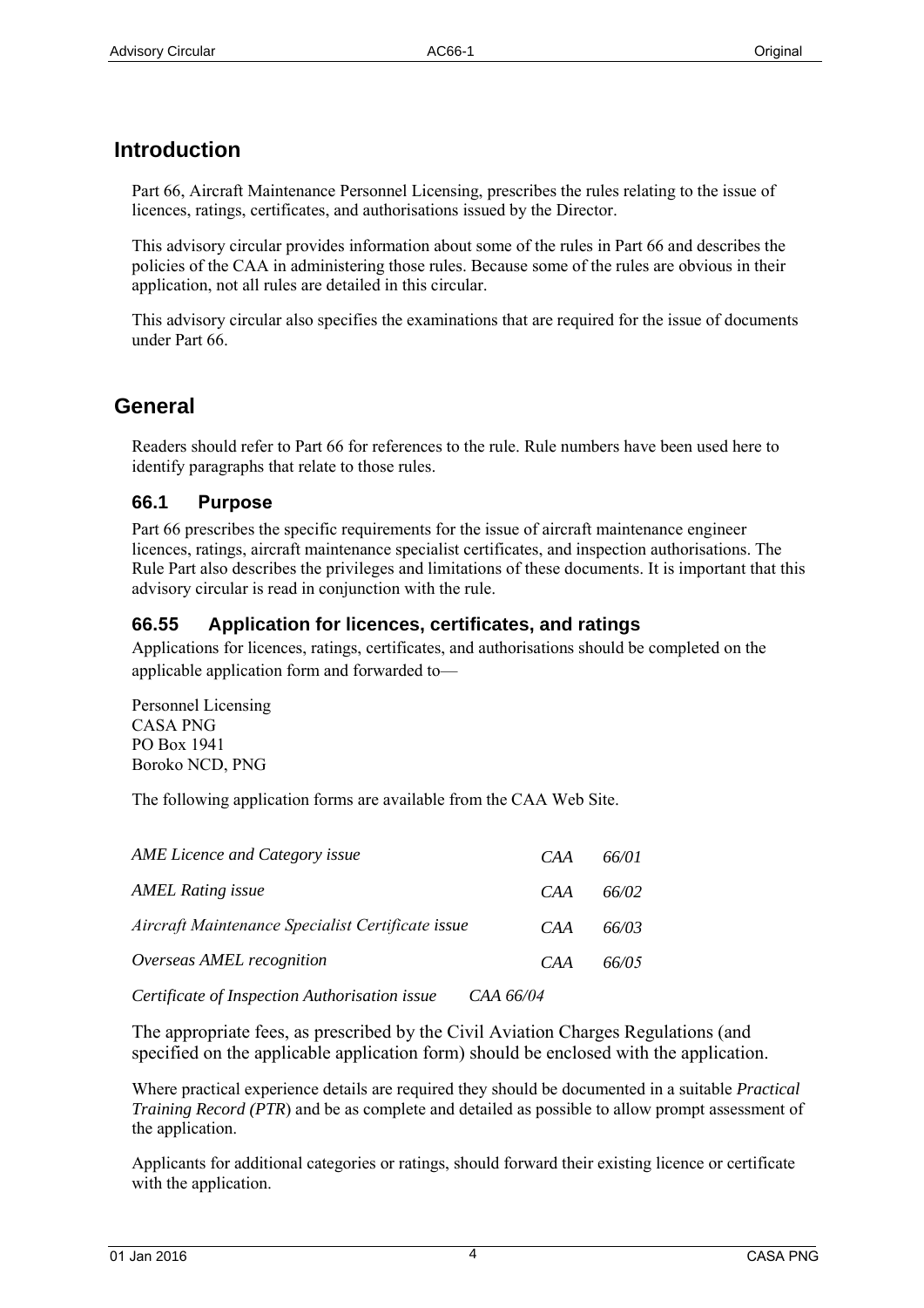# Introduction

Part 66, Aircraft Maintenance Personnel Licensing, prescribes the rules relating to the issue of licences, ratings, certificates, and authorisations issued by the Director.

This advisory circular provides information about some of the rules in Part 66 and describes the policies of the CAA in administering those rules. Because some of the rules are obvious in their application, not all rules are detailed in this circular.

This advisory circular also specifies the examinations that are required for the issue of documents under Part 66.

# General

Readers should refer to Part 66 for references to the rule. Rule numbers have been used here to identify paragraphs that relate to those rules.

## 66.1 Purpose

Part 66 prescribes the specific requirements for the issue of aircraft maintenance engineer licences, ratings, aircraft maintenance specialist certificates, and inspection authorisations. The Rule Part also describes the privileges and limitations of these documents. It is important that this advisory circular is read in conjunction with the rule.

## 66.55 Application for licences, certificates, and ratings

Applications for licences, ratings, certificates, and authorisations should be completed on the applicable application form and forwarded to—

Personnel Licensing
CASA PNG
PO Box 1941
Boroko NCD, PNG

The following application forms are available from the CAA Web Site.

| | |
|---|---|
| *AME Licence and Category issue* | *CAA 66/01* |
| *AMEL Rating issue* | *CAA 66/02* |
| *Aircraft Maintenance Specialist Certificate issue* | *CAA 66/03* |
| *Overseas AMEL recognition* | *CAA 66/05* |
| *Certificate of Inspection Authorisation issue* | *CAA 66/04* |

The appropriate fees, as prescribed by the Civil Aviation Charges Regulations (and specified on the applicable application form) should be enclosed with the application.

Where practical experience details are required they should be documented in a suitable *Practical Training Record (PTR*) and be as complete and detailed as possible to allow prompt assessment of the application.

Applicants for additional categories or ratings, should forward their existing licence or certificate with the application.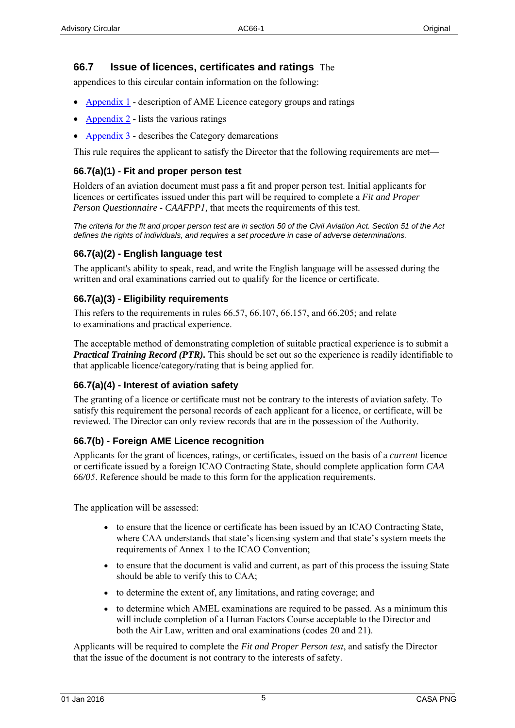## 66.7 Issue of licences, certificates and ratings

The appendices to this circular contain information on the following:

- Appendix 1 - description of AME Licence category groups and ratings
- Appendix 2 - lists the various ratings
- Appendix 3 - describes the Category demarcations

This rule requires the applicant to satisfy the Director that the following requirements are met—

### 66.7(a)(1) - Fit and proper person test

Holders of an aviation document must pass a fit and proper person test. Initial applicants for licences or certificates issued under this part will be required to complete a *Fit and Proper Person Questionnaire - CAAFPP1,* that meets the requirements of this test.

*The criteria for the fit and proper person test are in section 50 of the Civil Aviation Act. Section 51 of the Act defines the rights of individuals, and requires a set procedure in case of adverse determinations.*

### 66.7(a)(2) - English language test

The applicant's ability to speak, read, and write the English language will be assessed during the written and oral examinations carried out to qualify for the licence or certificate.

### 66.7(a)(3) - Eligibility requirements

This refers to the requirements in rules 66.57, 66.107, 66.157, and 66.205; and relate to examinations and practical experience.

The acceptable method of demonstrating completion of suitable practical experience is to submit a ***Practical Training Record (PTR).*** This should be set out so the experience is readily identifiable to that applicable licence/category/rating that is being applied for.

### 66.7(a)(4) - Interest of aviation safety

The granting of a licence or certificate must not be contrary to the interests of aviation safety. To satisfy this requirement the personal records of each applicant for a licence, or certificate, will be reviewed. The Director can only review records that are in the possession of the Authority.

### 66.7(b) - Foreign AME Licence recognition

Applicants for the grant of licences, ratings, or certificates, issued on the basis of a *current* licence or certificate issued by a foreign ICAO Contracting State, should complete application form *CAA 66/05*. Reference should be made to this form for the application requirements.

The application will be assessed:

- to ensure that the licence or certificate has been issued by an ICAO Contracting State, where CAA understands that state's licensing system and that state's system meets the requirements of Annex 1 to the ICAO Convention;
- to ensure that the document is valid and current, as part of this process the issuing State should be able to verify this to CAA;
- to determine the extent of, any limitations, and rating coverage; and
- to determine which AMEL examinations are required to be passed. As a minimum this will include completion of a Human Factors Course acceptable to the Director and both the Air Law, written and oral examinations (codes 20 and 21).

Applicants will be required to complete the *Fit and Proper Person test*, and satisfy the Director that the issue of the document is not contrary to the interests of safety.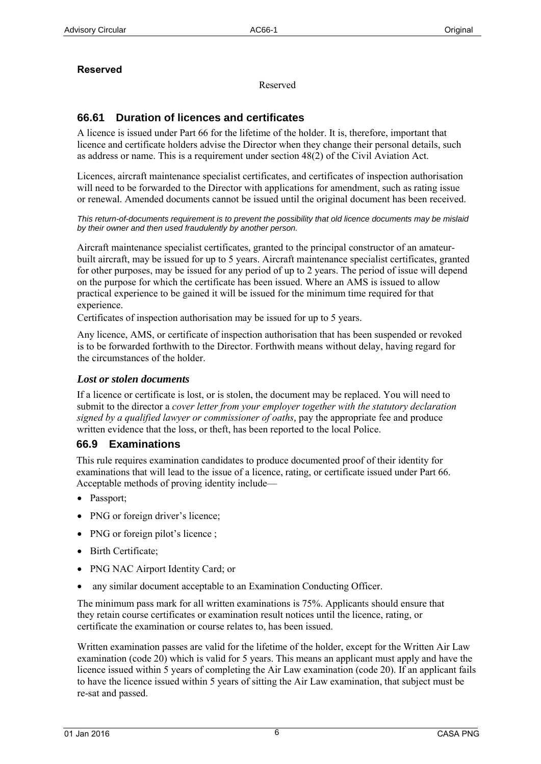### Reserved

Reserved

## 66.61 Duration of licences and certificates

A licence is issued under Part 66 for the lifetime of the holder. It is, therefore, important that licence and certificate holders advise the Director when they change their personal details, such as address or name. This is a requirement under section 48(2) of the Civil Aviation Act.

Licences, aircraft maintenance specialist certificates, and certificates of inspection authorisation will need to be forwarded to the Director with applications for amendment, such as rating issue or renewal. Amended documents cannot be issued until the original document has been received.

*This return-of-documents requirement is to prevent the possibility that old licence documents may be mislaid by their owner and then used fraudulently by another person.*

Aircraft maintenance specialist certificates, granted to the principal constructor of an amateur-built aircraft, may be issued for up to 5 years. Aircraft maintenance specialist certificates, granted for other purposes, may be issued for any period of up to 2 years. The period of issue will depend on the purpose for which the certificate has been issued. Where an AMS is issued to allow practical experience to be gained it will be issued for the minimum time required for that experience.

Certificates of inspection authorisation may be issued for up to 5 years.

Any licence, AMS, or certificate of inspection authorisation that has been suspended or revoked is to be forwarded forthwith to the Director. Forthwith means without delay, having regard for the circumstances of the holder.

### *Lost or stolen documents*

If a licence or certificate is lost, or is stolen, the document may be replaced. You will need to submit to the director a *cover letter from your employer together with the statutory declaration signed by a qualified lawyer or commissioner of oaths,* pay the appropriate fee and produce written evidence that the loss, or theft, has been reported to the local Police.

## 66.9 Examinations

This rule requires examination candidates to produce documented proof of their identity for examinations that will lead to the issue of a licence, rating, or certificate issued under Part 66. Acceptable methods of proving identity include—

- Passport;
- PNG or foreign driver's licence;
- PNG or foreign pilot's licence ;
- Birth Certificate;
- PNG NAC Airport Identity Card; or
- any similar document acceptable to an Examination Conducting Officer.

The minimum pass mark for all written examinations is 75%. Applicants should ensure that they retain course certificates or examination result notices until the licence, rating, or certificate the examination or course relates to, has been issued.

Written examination passes are valid for the lifetime of the holder, except for the Written Air Law examination (code 20) which is valid for 5 years. This means an applicant must apply and have the licence issued within 5 years of completing the Air Law examination (code 20). If an applicant fails to have the licence issued within 5 years of sitting the Air Law examination, that subject must be re-sat and passed.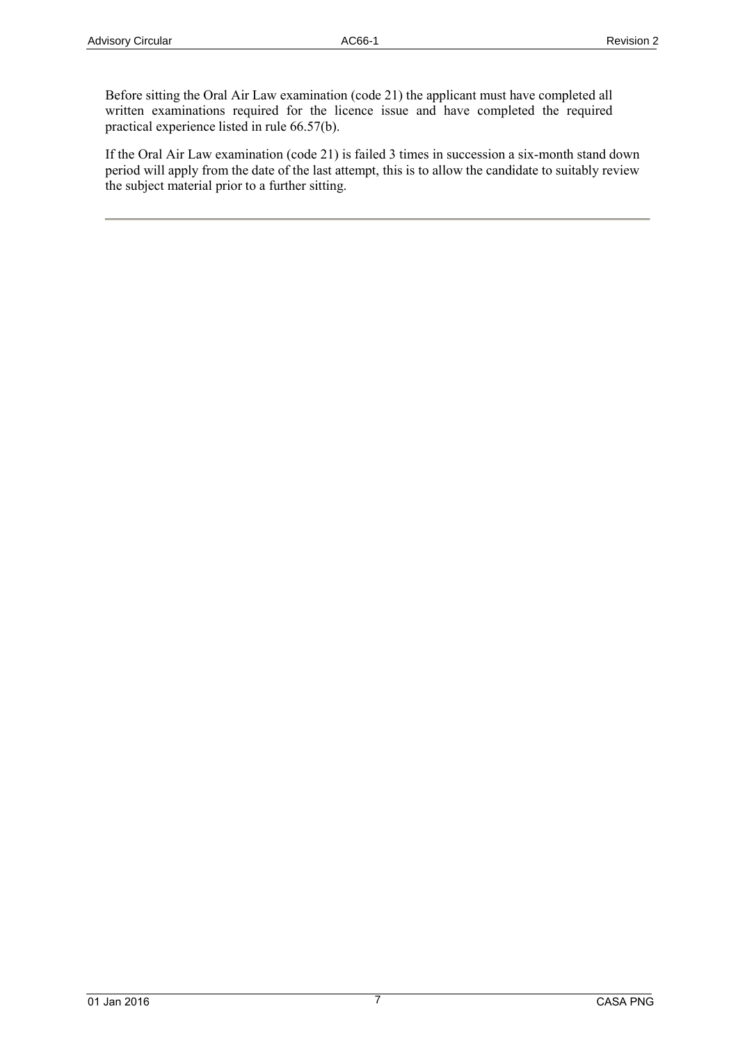Before sitting the Oral Air Law examination (code 21) the applicant must have completed all written examinations required for the licence issue and have completed the required practical experience listed in rule 66.57(b).

If the Oral Air Law examination (code 21) is failed 3 times in succession a six-month stand down period will apply from the date of the last attempt, this is to allow the candidate to suitably review the subject material prior to a further sitting.

---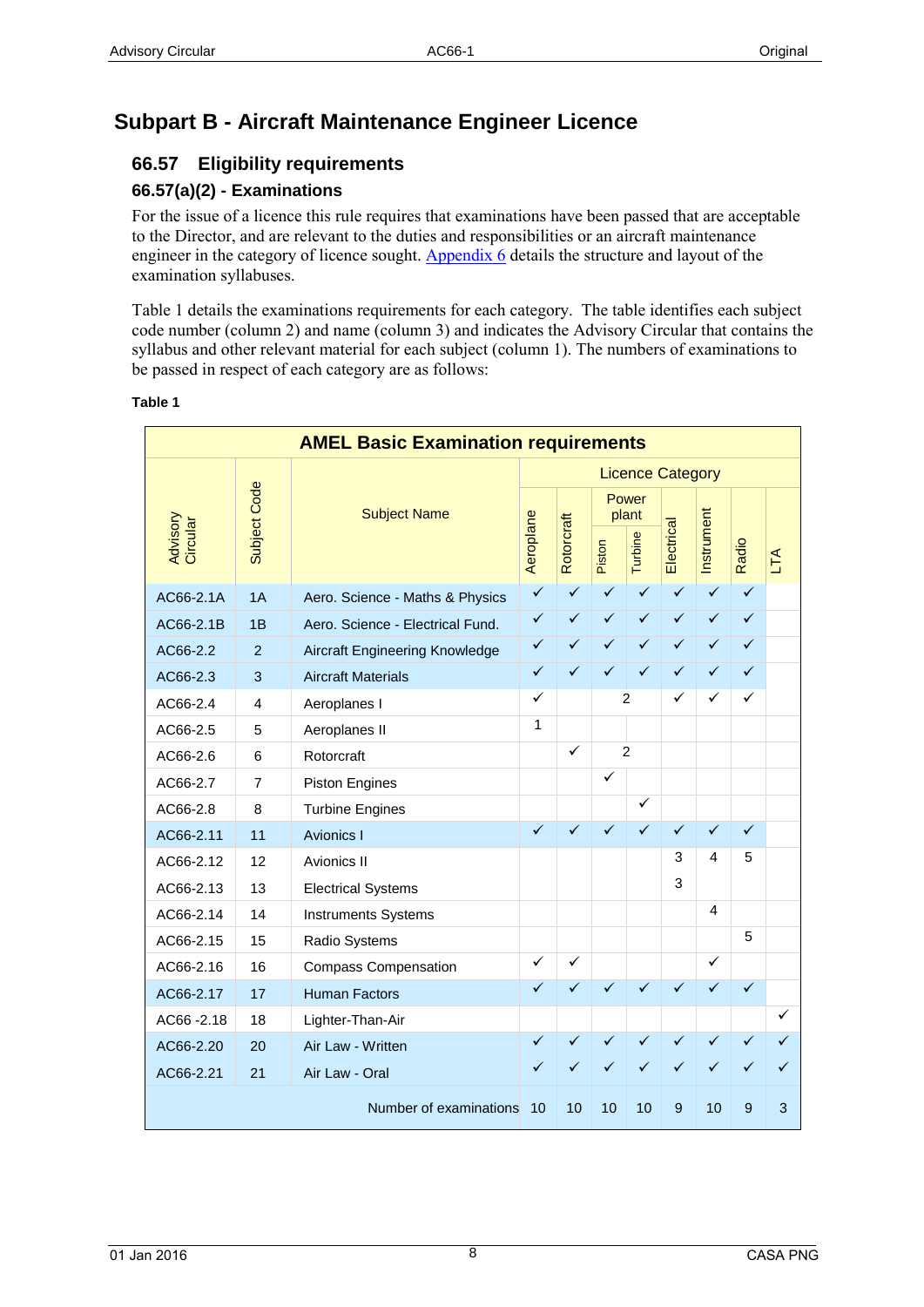# Subpart B - Aircraft Maintenance Engineer Licence

## 66.57 Eligibility requirements

### 66.57(a)(2) - Examinations

For the issue of a licence this rule requires that examinations have been passed that are acceptable to the Director, and are relevant to the duties and responsibilities or an aircraft maintenance engineer in the category of licence sought. Appendix 6 details the structure and layout of the examination syllabuses.

Table 1 details the examinations requirements for each category. The table identifies each subject code number (column 2) and name (column 3) and indicates the Advisory Circular that contains the syllabus and other relevant material for each subject (column 1). The numbers of examinations to be passed in respect of each category are as follows:

**Table 1**

| AMEL Basic Examination requirements | | | | | | | | | | |
|---|---|---|---|---|---|---|---|---|---|---|
| | | | Licence Category | | | | | | | |
| | | | | | Power plant | | | | | |
| Advisory Circular | Subject Code | Subject Name | Aeroplane | Rotorcraft | Piston | Turbine | Electrical | Instrument | Radio | LTA |
| AC66-2.1A | 1A | Aero. Science - Maths & Physics | ✓ | ✓ | ✓ | ✓ | ✓ | ✓ | ✓ | |
| AC66-2.1B | 1B | Aero. Science - Electrical Fund. | ✓ | ✓ | ✓ | ✓ | ✓ | ✓ | ✓ | |
| AC66-2.2 | 2 | Aircraft Engineering Knowledge | ✓ | ✓ | ✓ | ✓ | ✓ | ✓ | ✓ | |
| AC66-2.3 | 3 | Aircraft Materials | ✓ | ✓ | ✓ | ✓ | ✓ | ✓ | ✓ | |
| AC66-2.4 | 4 | Aeroplanes I | ✓ | | 2 | | ✓ | ✓ | ✓ | |
| AC66-2.5 | 5 | Aeroplanes II | 1 | | | | | | | |
| AC66-2.6 | 6 | Rotorcraft | | ✓ | 2 | | | | | |
| AC66-2.7 | 7 | Piston Engines | | | ✓ | | | | | |
| AC66-2.8 | 8 | Turbine Engines | | | | ✓ | | | | |
| AC66-2.11 | 11 | Avionics I | ✓ | ✓ | ✓ | ✓ | ✓ | ✓ | ✓ | |
| AC66-2.12 | 12 | Avionics II | | | | | 3 | 4 | 5 | |
| AC66-2.13 | 13 | Electrical Systems | | | | | 3 | | | |
| AC66-2.14 | 14 | Instruments Systems | | | | | | 4 | | |
| AC66-2.15 | 15 | Radio Systems | | | | | | | 5 | |
| AC66-2.16 | 16 | Compass Compensation | ✓ | ✓ | | | | ✓ | | |
| AC66-2.17 | 17 | Human Factors | ✓ | ✓ | ✓ | ✓ | ✓ | ✓ | ✓ | |
| AC66 -2.18 | 18 | Lighter-Than-Air | | | | | | | | ✓ |
| AC66-2.20 | 20 | Air Law - Written | ✓ | ✓ | ✓ | ✓ | ✓ | ✓ | ✓ | ✓ |
| AC66-2.21 | 21 | Air Law - Oral | ✓ | ✓ | ✓ | ✓ | ✓ | ✓ | ✓ | ✓ |
| | | Number of examinations | 10 | 10 | 10 | 10 | 9 | 10 | 9 | 3 |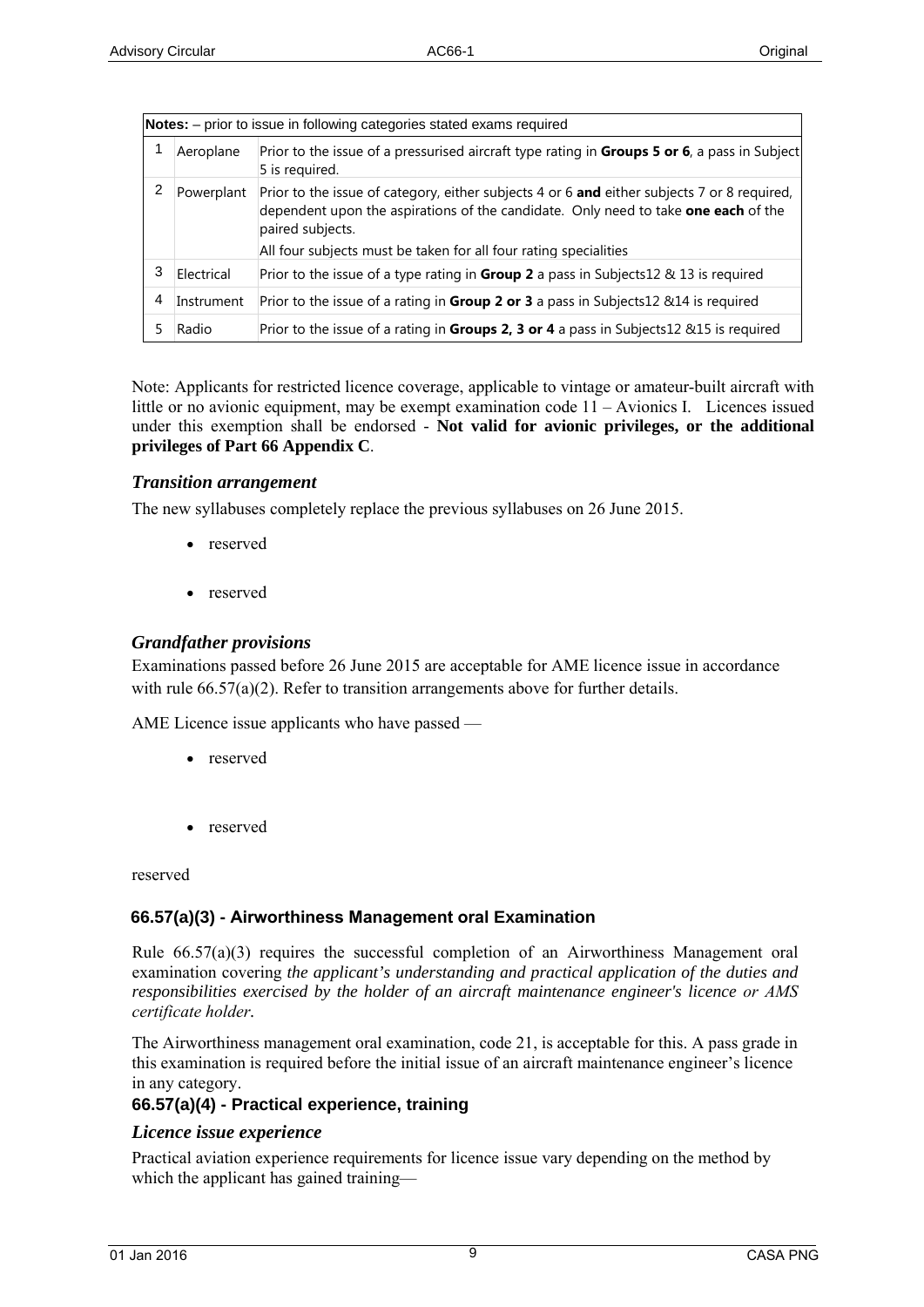| **Notes:** – prior to issue in following categories stated exams required | | |
|---|---|---|
| 1 | Aeroplane | Prior to the issue of a pressurised aircraft type rating in **Groups 5 or 6**, a pass in Subject 5 is required. |
| 2 | Powerplant | Prior to the issue of category, either subjects 4 or 6 **and** either subjects 7 or 8 required, dependent upon the aspirations of the candidate. Only need to take **one each** of the paired subjects. All four subjects must be taken for all four rating specialities |
| 3 | Electrical | Prior to the issue of a type rating in **Group 2** a pass in Subjects12 & 13 is required |
| 4 | Instrument | Prior to the issue of a rating in **Group 2 or 3** a pass in Subjects12 &14 is required |
| 5 | Radio | Prior to the issue of a rating in **Groups 2, 3 or 4** a pass in Subjects12 &15 is required |

Note: Applicants for restricted licence coverage, applicable to vintage or amateur-built aircraft with little or no avionic equipment, may be exempt examination code 11 – Avionics I. Licences issued under this exemption shall be endorsed - **Not valid for avionic privileges, or the additional privileges of Part 66 Appendix C**.

### *Transition arrangement*

The new syllabuses completely replace the previous syllabuses on 26 June 2015.

- reserved
- reserved

### *Grandfather provisions*

Examinations passed before 26 June 2015 are acceptable for AME licence issue in accordance with rule 66.57(a)(2). Refer to transition arrangements above for further details.

AME Licence issue applicants who have passed —

- reserved
- reserved

reserved

## 66.57(a)(3) - Airworthiness Management oral Examination

Rule 66.57(a)(3) requires the successful completion of an Airworthiness Management oral examination covering *the applicant's understanding and practical application of the duties and responsibilities exercised by the holder of an aircraft maintenance engineer's licence or AMS certificate holder.*

The Airworthiness management oral examination, code 21, is acceptable for this. A pass grade in this examination is required before the initial issue of an aircraft maintenance engineer's licence in any category.

## 66.57(a)(4) - Practical experience, training

### *Licence issue experience*

Practical aviation experience requirements for licence issue vary depending on the method by which the applicant has gained training—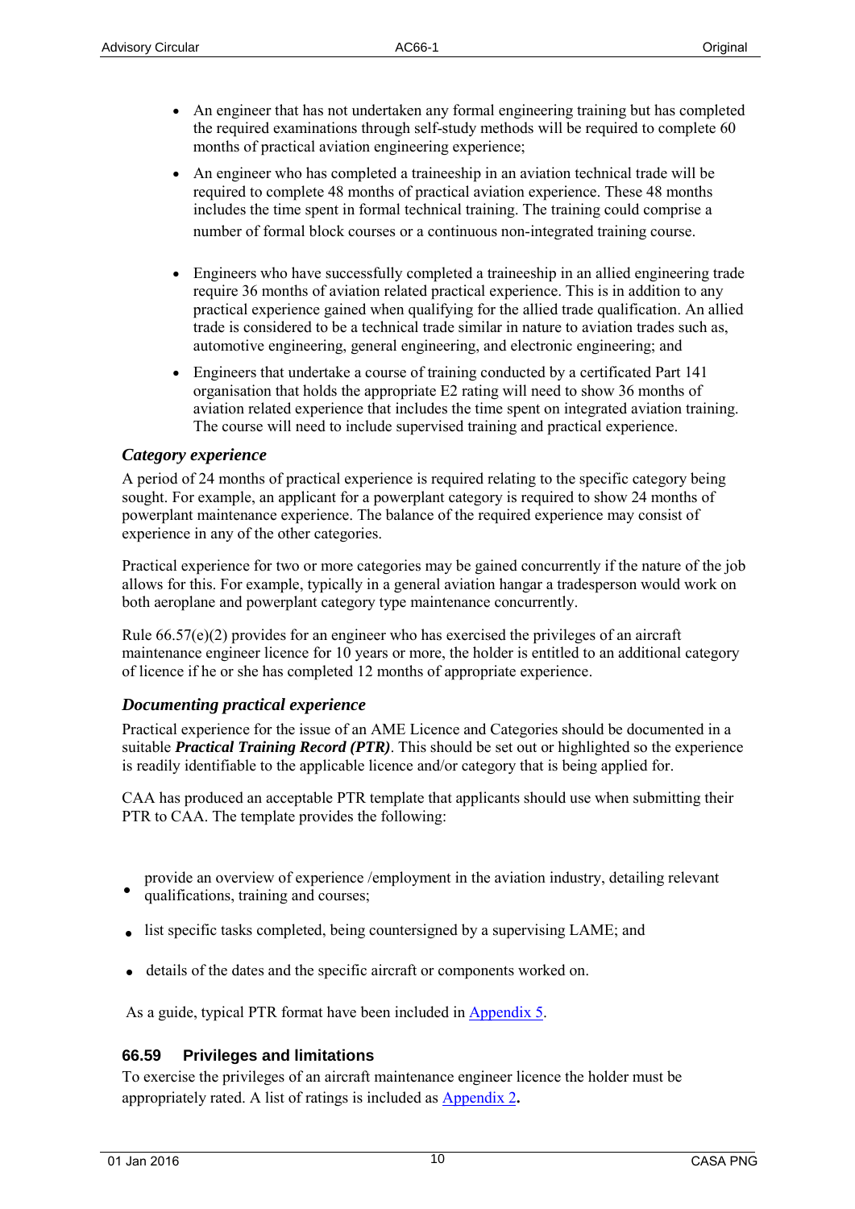- An engineer that has not undertaken any formal engineering training but has completed the required examinations through self-study methods will be required to complete 60 months of practical aviation engineering experience;
- An engineer who has completed a traineeship in an aviation technical trade will be required to complete 48 months of practical aviation experience. These 48 months includes the time spent in formal technical training. The training could comprise a number of formal block courses or a continuous non-integrated training course.
- Engineers who have successfully completed a traineeship in an allied engineering trade require 36 months of aviation related practical experience. This is in addition to any practical experience gained when qualifying for the allied trade qualification. An allied trade is considered to be a technical trade similar in nature to aviation trades such as, automotive engineering, general engineering, and electronic engineering; and
- Engineers that undertake a course of training conducted by a certificated Part 141 organisation that holds the appropriate E2 rating will need to show 36 months of aviation related experience that includes the time spent on integrated aviation training. The course will need to include supervised training and practical experience.

### *Category experience*

A period of 24 months of practical experience is required relating to the specific category being sought. For example, an applicant for a powerplant category is required to show 24 months of powerplant maintenance experience. The balance of the required experience may consist of experience in any of the other categories.

Practical experience for two or more categories may be gained concurrently if the nature of the job allows for this. For example, typically in a general aviation hangar a tradesperson would work on both aeroplane and powerplant category type maintenance concurrently.

Rule 66.57(e)(2) provides for an engineer who has exercised the privileges of an aircraft maintenance engineer licence for 10 years or more, the holder is entitled to an additional category of licence if he or she has completed 12 months of appropriate experience.

### *Documenting practical experience*

Practical experience for the issue of an AME Licence and Categories should be documented in a suitable ***Practical Training Record (PTR)***. This should be set out or highlighted so the experience is readily identifiable to the applicable licence and/or category that is being applied for.

CAA has produced an acceptable PTR template that applicants should use when submitting their PTR to CAA. The template provides the following:

- provide an overview of experience /employment in the aviation industry, detailing relevant qualifications, training and courses;
- list specific tasks completed, being countersigned by a supervising LAME; and
- details of the dates and the specific aircraft or components worked on.

As a guide, typical PTR format have been included in Appendix 5.

## 66.59 Privileges and limitations

To exercise the privileges of an aircraft maintenance engineer licence the holder must be appropriately rated. A list of ratings is included as Appendix 2**.**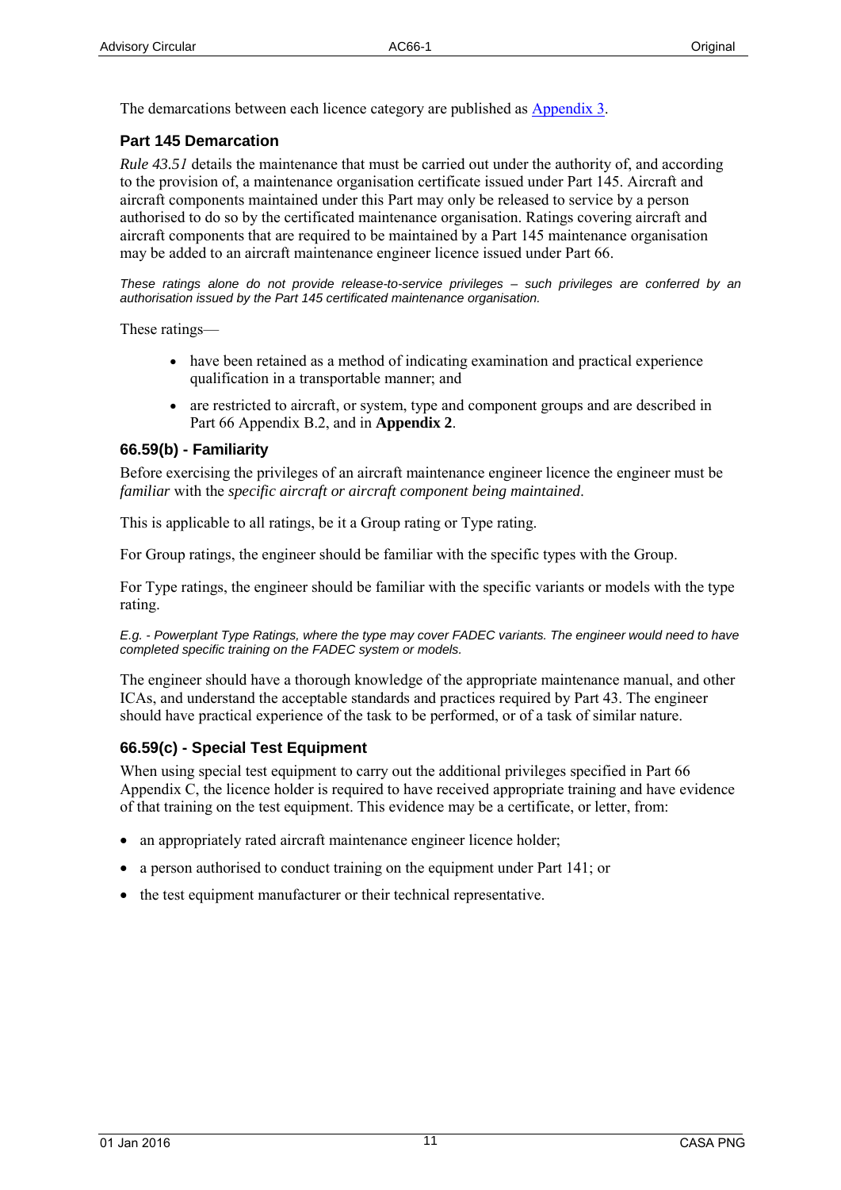The demarcations between each licence category are published as Appendix 3.

### Part 145 Demarcation

*Rule 43.51* details the maintenance that must be carried out under the authority of, and according to the provision of, a maintenance organisation certificate issued under Part 145. Aircraft and aircraft components maintained under this Part may only be released to service by a person authorised to do so by the certificated maintenance organisation. Ratings covering aircraft and aircraft components that are required to be maintained by a Part 145 maintenance organisation may be added to an aircraft maintenance engineer licence issued under Part 66.

*These ratings alone do not provide release-to-service privileges – such privileges are conferred by an authorisation issued by the Part 145 certificated maintenance organisation.*

These ratings—

- have been retained as a method of indicating examination and practical experience qualification in a transportable manner; and
- are restricted to aircraft, or system, type and component groups and are described in Part 66 Appendix B.2, and in **Appendix 2**.

### 66.59(b) - Familiarity

Before exercising the privileges of an aircraft maintenance engineer licence the engineer must be *familiar* with the *specific aircraft or aircraft component being maintained*.

This is applicable to all ratings, be it a Group rating or Type rating.

For Group ratings, the engineer should be familiar with the specific types with the Group.

For Type ratings, the engineer should be familiar with the specific variants or models with the type rating.

*E.g. - Powerplant Type Ratings, where the type may cover FADEC variants. The engineer would need to have completed specific training on the FADEC system or models.*

The engineer should have a thorough knowledge of the appropriate maintenance manual, and other ICAs, and understand the acceptable standards and practices required by Part 43. The engineer should have practical experience of the task to be performed, or of a task of similar nature.

### 66.59(c) - Special Test Equipment

When using special test equipment to carry out the additional privileges specified in Part 66 Appendix C, the licence holder is required to have received appropriate training and have evidence of that training on the test equipment. This evidence may be a certificate, or letter, from:

- an appropriately rated aircraft maintenance engineer licence holder;
- a person authorised to conduct training on the equipment under Part 141; or
- the test equipment manufacturer or their technical representative.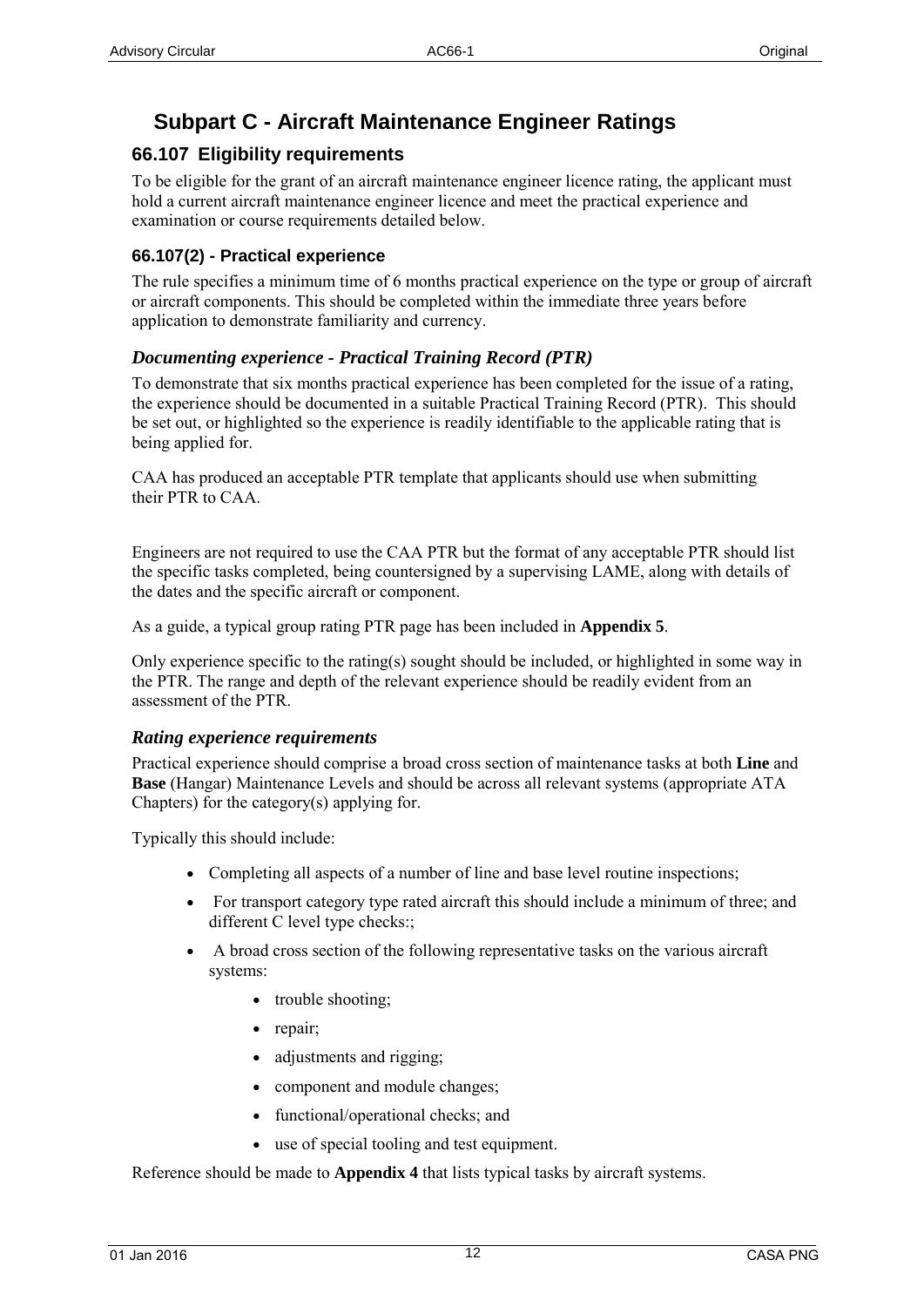# Subpart C - Aircraft Maintenance Engineer Ratings

## 66.107 Eligibility requirements

To be eligible for the grant of an aircraft maintenance engineer licence rating, the applicant must hold a current aircraft maintenance engineer licence and meet the practical experience and examination or course requirements detailed below.

### 66.107(2) - Practical experience

The rule specifies a minimum time of 6 months practical experience on the type or group of aircraft or aircraft components. This should be completed within the immediate three years before application to demonstrate familiarity and currency.

### *Documenting experience - Practical Training Record (PTR)*

To demonstrate that six months practical experience has been completed for the issue of a rating, the experience should be documented in a suitable Practical Training Record (PTR). This should be set out, or highlighted so the experience is readily identifiable to the applicable rating that is being applied for.

CAA has produced an acceptable PTR template that applicants should use when submitting their PTR to CAA.

Engineers are not required to use the CAA PTR but the format of any acceptable PTR should list the specific tasks completed, being countersigned by a supervising LAME, along with details of the dates and the specific aircraft or component.

As a guide, a typical group rating PTR page has been included in **Appendix 5**.

Only experience specific to the rating(s) sought should be included, or highlighted in some way in the PTR. The range and depth of the relevant experience should be readily evident from an assessment of the PTR.

### *Rating experience requirements*

Practical experience should comprise a broad cross section of maintenance tasks at both **Line** and **Base** (Hangar) Maintenance Levels and should be across all relevant systems (appropriate ATA Chapters) for the category(s) applying for.

Typically this should include:

- Completing all aspects of a number of line and base level routine inspections;
- For transport category type rated aircraft this should include a minimum of three; and different C level type checks:;
- A broad cross section of the following representative tasks on the various aircraft systems:
    - trouble shooting;
    - repair;
    - adjustments and rigging;
    - component and module changes;
    - functional/operational checks; and
    - use of special tooling and test equipment.

Reference should be made to **Appendix 4** that lists typical tasks by aircraft systems.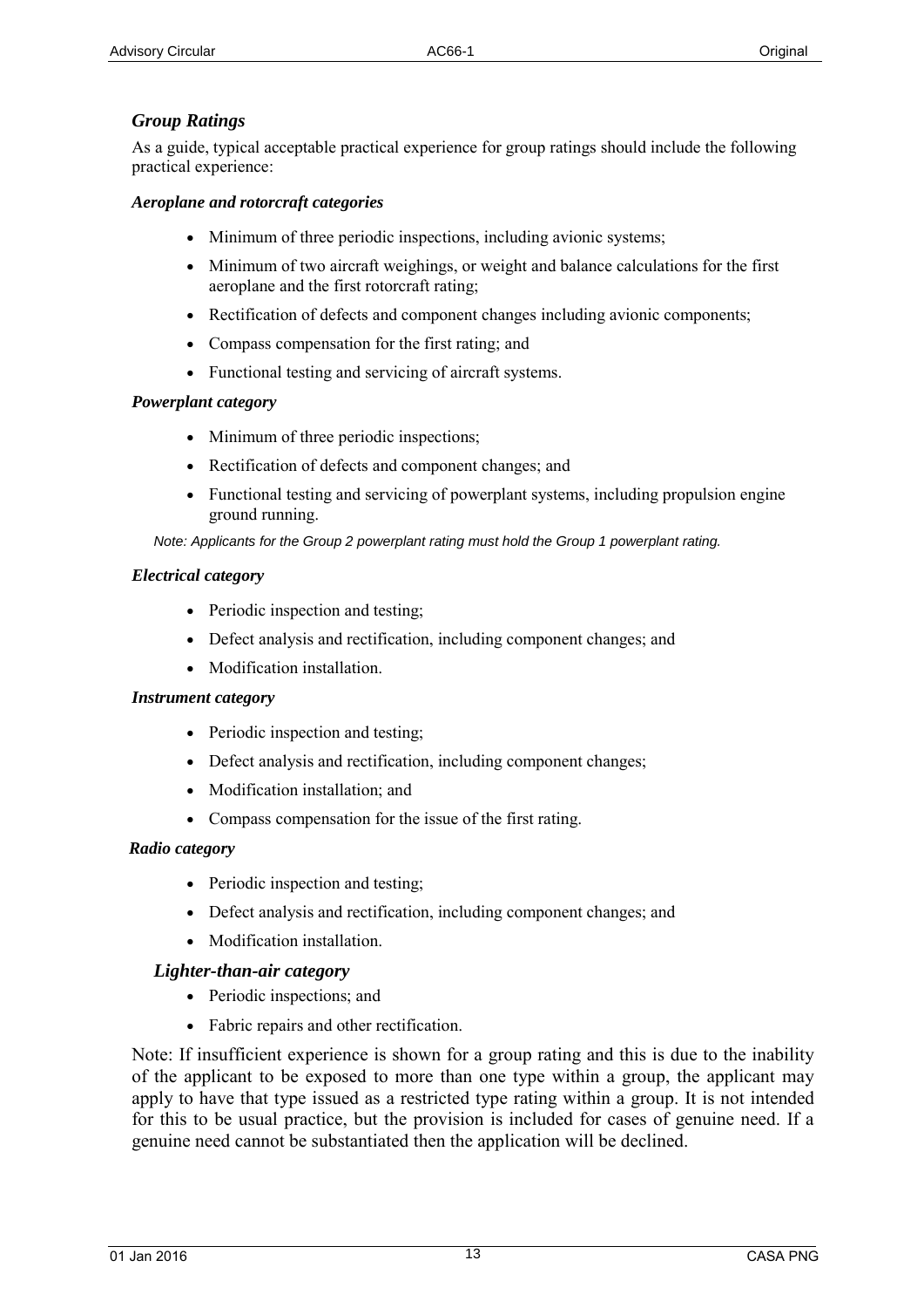### *Group Ratings*

As a guide, typical acceptable practical experience for group ratings should include the following practical experience:

#### *Aeroplane and rotorcraft categories*

- Minimum of three periodic inspections, including avionic systems;
- Minimum of two aircraft weighings, or weight and balance calculations for the first aeroplane and the first rotorcraft rating;
- Rectification of defects and component changes including avionic components;
- Compass compensation for the first rating; and
- Functional testing and servicing of aircraft systems.

#### *Powerplant category*

- Minimum of three periodic inspections;
- Rectification of defects and component changes; and
- Functional testing and servicing of powerplant systems, including propulsion engine ground running.

*Note: Applicants for the Group 2 powerplant rating must hold the Group 1 powerplant rating.*

#### *Electrical category*

- Periodic inspection and testing;
- Defect analysis and rectification, including component changes; and
- Modification installation.

#### *Instrument category*

- Periodic inspection and testing;
- Defect analysis and rectification, including component changes;
- Modification installation; and
- Compass compensation for the issue of the first rating.

#### *Radio category*

- Periodic inspection and testing;
- Defect analysis and rectification, including component changes; and
- Modification installation.

#### *Lighter-than-air category*

- Periodic inspections; and
- Fabric repairs and other rectification.

Note: If insufficient experience is shown for a group rating and this is due to the inability of the applicant to be exposed to more than one type within a group, the applicant may apply to have that type issued as a restricted type rating within a group. It is not intended for this to be usual practice, but the provision is included for cases of genuine need. If a genuine need cannot be substantiated then the application will be declined.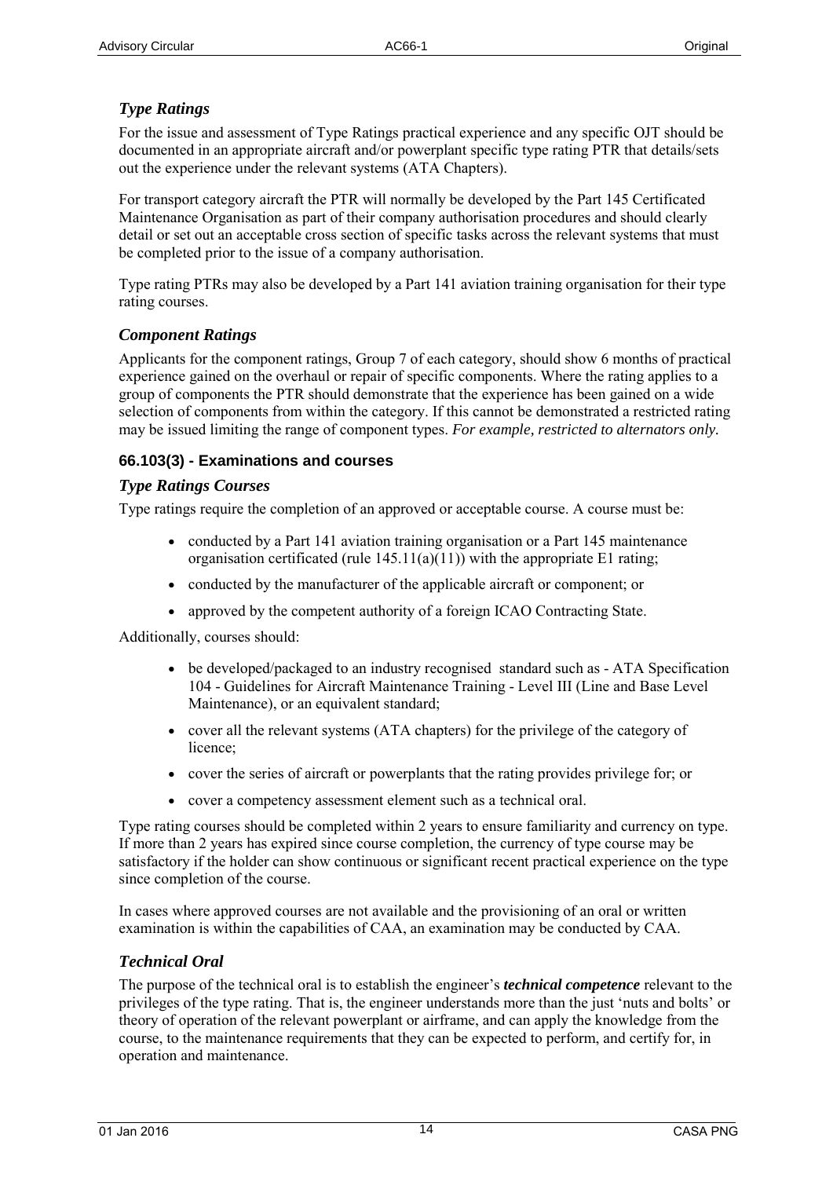### *Type Ratings*

For the issue and assessment of Type Ratings practical experience and any specific OJT should be documented in an appropriate aircraft and/or powerplant specific type rating PTR that details/sets out the experience under the relevant systems (ATA Chapters).

For transport category aircraft the PTR will normally be developed by the Part 145 Certificated Maintenance Organisation as part of their company authorisation procedures and should clearly detail or set out an acceptable cross section of specific tasks across the relevant systems that must be completed prior to the issue of a company authorisation.

Type rating PTRs may also be developed by a Part 141 aviation training organisation for their type rating courses.

### *Component Ratings*

Applicants for the component ratings, Group 7 of each category, should show 6 months of practical experience gained on the overhaul or repair of specific components. Where the rating applies to a group of components the PTR should demonstrate that the experience has been gained on a wide selection of components from within the category. If this cannot be demonstrated a restricted rating may be issued limiting the range of component types. ***For example, restricted to alternators only.***

## 66.103(3) - Examinations and courses

### *Type Ratings Courses*

Type ratings require the completion of an approved or acceptable course. A course must be:

- conducted by a Part 141 aviation training organisation or a Part 145 maintenance organisation certificated (rule 145.11(a)(11)) with the appropriate E1 rating;
- conducted by the manufacturer of the applicable aircraft or component; or
- approved by the competent authority of a foreign ICAO Contracting State.

Additionally, courses should:

- be developed/packaged to an industry recognised standard such as - ATA Specification 104 - Guidelines for Aircraft Maintenance Training - Level III (Line and Base Level Maintenance), or an equivalent standard;
- cover all the relevant systems (ATA chapters) for the privilege of the category of licence;
- cover the series of aircraft or powerplants that the rating provides privilege for; or
- cover a competency assessment element such as a technical oral.

Type rating courses should be completed within 2 years to ensure familiarity and currency on type. If more than 2 years has expired since course completion, the currency of type course may be satisfactory if the holder can show continuous or significant recent practical experience on the type since completion of the course.

In cases where approved courses are not available and the provisioning of an oral or written examination is within the capabilities of CAA, an examination may be conducted by CAA.

### *Technical Oral*

The purpose of the technical oral is to establish the engineer's ***technical competence*** relevant to the privileges of the type rating. That is, the engineer understands more than the just 'nuts and bolts' or theory of operation of the relevant powerplant or airframe, and can apply the knowledge from the course, to the maintenance requirements that they can be expected to perform, and certify for, in operation and maintenance.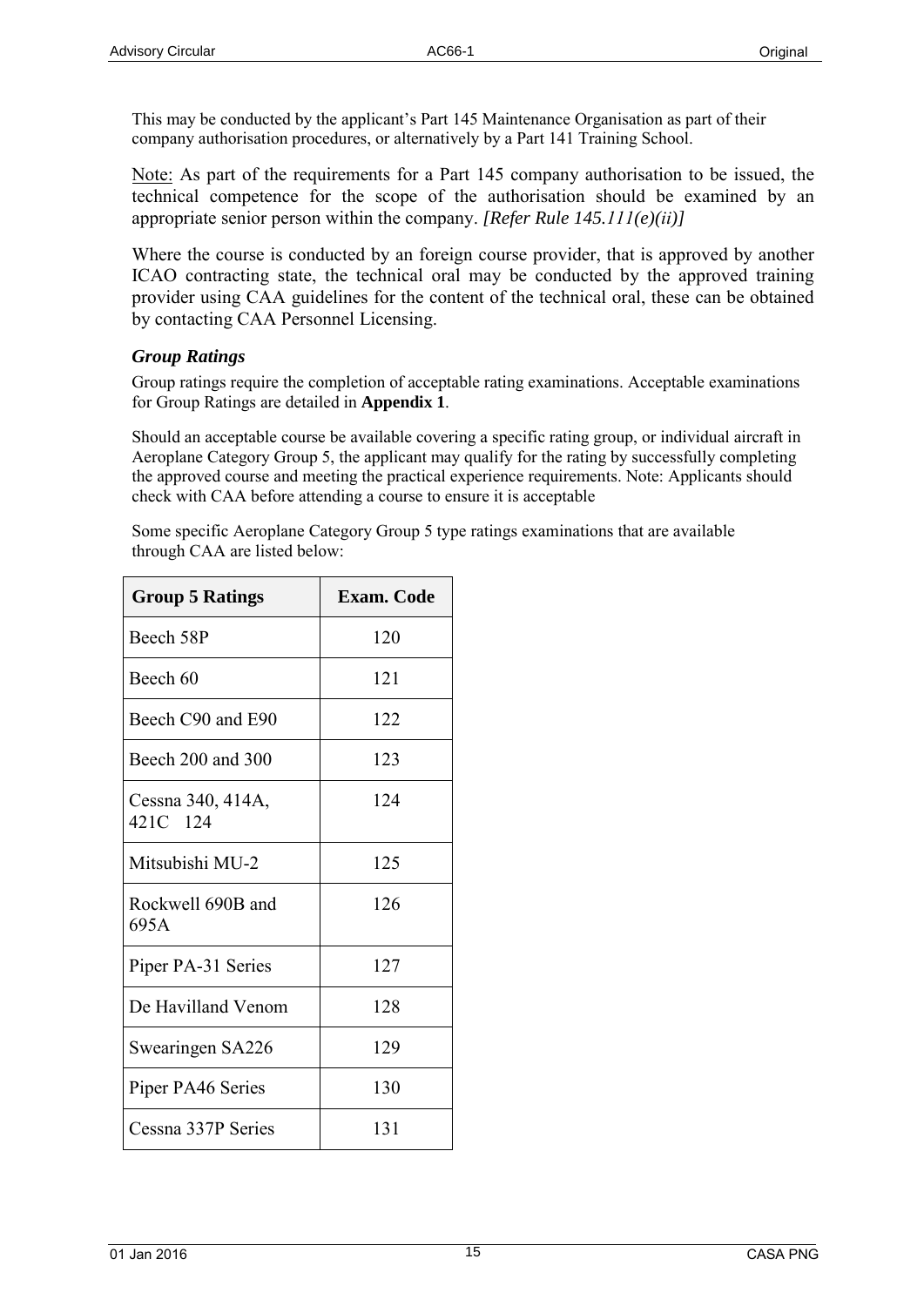This may be conducted by the applicant's Part 145 Maintenance Organisation as part of their company authorisation procedures, or alternatively by a Part 141 Training School.

Note: As part of the requirements for a Part 145 company authorisation to be issued, the technical competence for the scope of the authorisation should be examined by an appropriate senior person within the company. *[Refer Rule 145.111(e)(ii)]*

Where the course is conducted by an foreign course provider, that is approved by another ICAO contracting state, the technical oral may be conducted by the approved training provider using CAA guidelines for the content of the technical oral, these can be obtained by contacting CAA Personnel Licensing.

### *Group Ratings*

Group ratings require the completion of acceptable rating examinations. Acceptable examinations for Group Ratings are detailed in **Appendix 1**.

Should an acceptable course be available covering a specific rating group, or individual aircraft in Aeroplane Category Group 5, the applicant may qualify for the rating by successfully completing the approved course and meeting the practical experience requirements. Note: Applicants should check with CAA before attending a course to ensure it is acceptable

Some specific Aeroplane Category Group 5 type ratings examinations that are available through CAA are listed below:

| Group 5 Ratings | Exam. Code |
|---|---|
| Beech 58P | 120 |
| Beech 60 | 121 |
| Beech C90 and E90 | 122 |
| Beech 200 and 300 | 123 |
| Cessna 340, 414A, 421C 124 | 124 |
| Mitsubishi MU-2 | 125 |
| Rockwell 690B and 695A | 126 |
| Piper PA-31 Series | 127 |
| De Havilland Venom | 128 |
| Swearingen SA226 | 129 |
| Piper PA46 Series | 130 |
| Cessna 337P Series | 131 |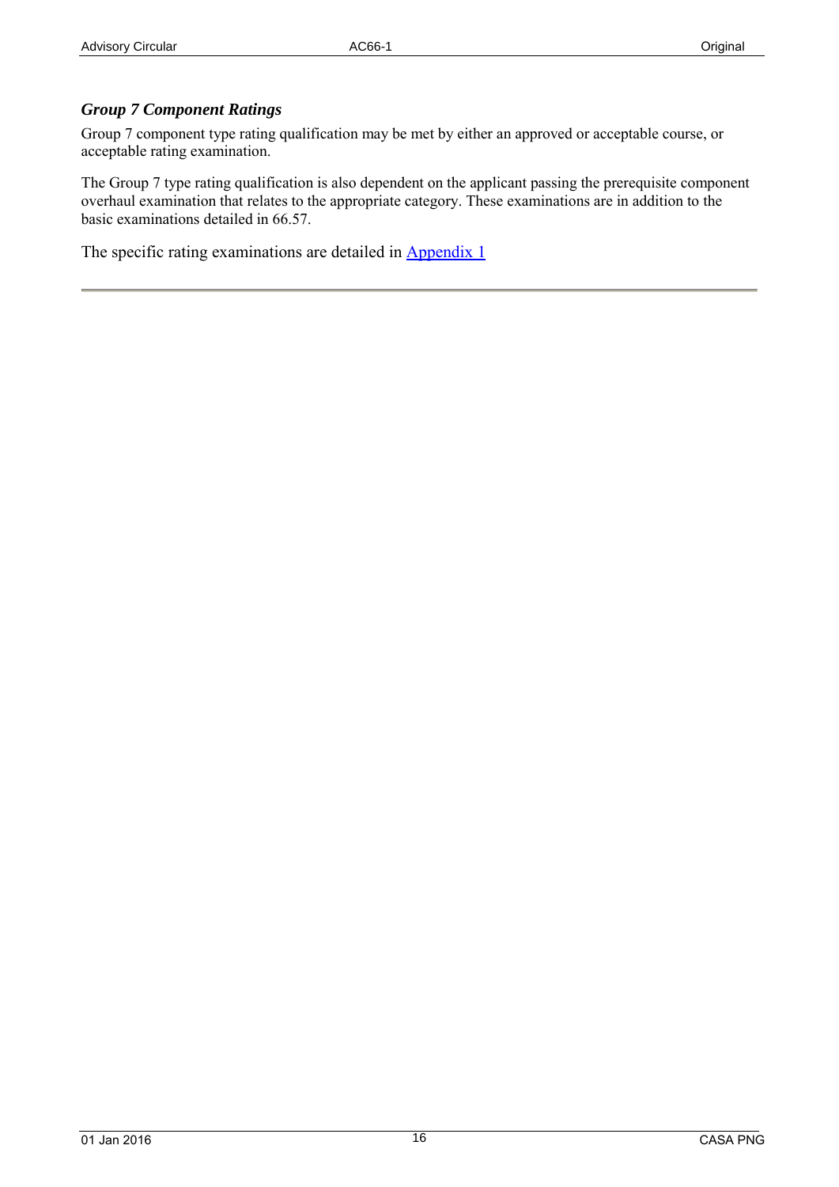### *Group 7 Component Ratings*

Group 7 component type rating qualification may be met by either an approved or acceptable course, or acceptable rating examination.

The Group 7 type rating qualification is also dependent on the applicant passing the prerequisite component overhaul examination that relates to the appropriate category. These examinations are in addition to the basic examinations detailed in 66.57.

The specific rating examinations are detailed in Appendix 1

---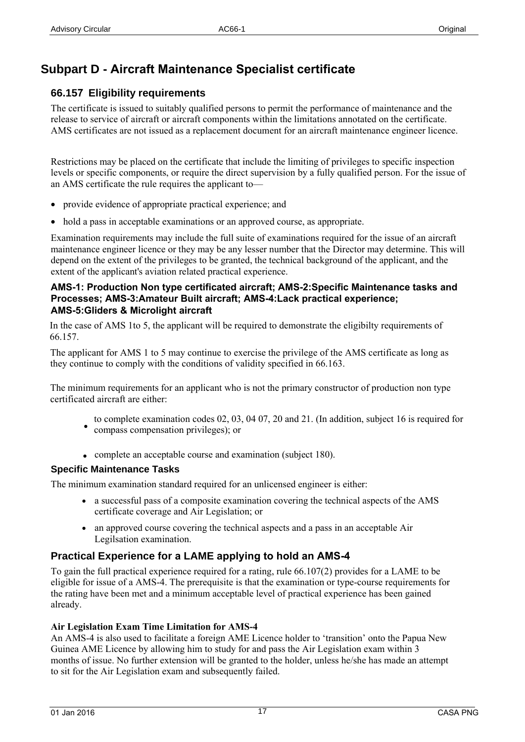## Subpart D - Aircraft Maintenance Specialist certificate

### 66.157 Eligibility requirements

The certificate is issued to suitably qualified persons to permit the performance of maintenance and the release to service of aircraft or aircraft components within the limitations annotated on the certificate. AMS certificates are not issued as a replacement document for an aircraft maintenance engineer licence.

Restrictions may be placed on the certificate that include the limiting of privileges to specific inspection levels or specific components, or require the direct supervision by a fully qualified person. For the issue of an AMS certificate the rule requires the applicant to—

- provide evidence of appropriate practical experience; and
- hold a pass in acceptable examinations or an approved course, as appropriate.

Examination requirements may include the full suite of examinations required for the issue of an aircraft maintenance engineer licence or they may be any lesser number that the Director may determine. This will depend on the extent of the privileges to be granted, the technical background of the applicant, and the extent of the applicant's aviation related practical experience.

#### AMS-1: Production Non type certificated aircraft; AMS-2:Specific Maintenance tasks and Processes; AMS-3:Amateur Built aircraft; AMS-4:Lack practical experience; AMS-5:Gliders & Microlight aircraft

In the case of AMS 1to 5, the applicant will be required to demonstrate the eligibilty requirements of 66.157.

The applicant for AMS 1 to 5 may continue to exercise the privilege of the AMS certificate as long as they continue to comply with the conditions of validity specified in 66.163.

The minimum requirements for an applicant who is not the primary constructor of production non type certificated aircraft are either:

- to complete examination codes 02, 03, 04 07, 20 and 21. (In addition, subject 16 is required for compass compensation privileges); or
- complete an acceptable course and examination (subject 180).

#### Specific Maintenance Tasks

The minimum examination standard required for an unlicensed engineer is either:

- a successful pass of a composite examination covering the technical aspects of the AMS certificate coverage and Air Legislation; or
- an approved course covering the technical aspects and a pass in an acceptable Air Legilsation examination.

### Practical Experience for a LAME applying to hold an AMS-4

To gain the full practical experience required for a rating, rule 66.107(2) provides for a LAME to be eligible for issue of a AMS-4. The prerequisite is that the examination or type-course requirements for the rating have been met and a minimum acceptable level of practical experience has been gained already.

**Air Legislation Exam Time Limitation for AMS-4**

An AMS-4 is also used to facilitate a foreign AME Licence holder to 'transition' onto the Papua New Guinea AME Licence by allowing him to study for and pass the Air Legislation exam within 3 months of issue. No further extension will be granted to the holder, unless he/she has made an attempt to sit for the Air Legislation exam and subsequently failed.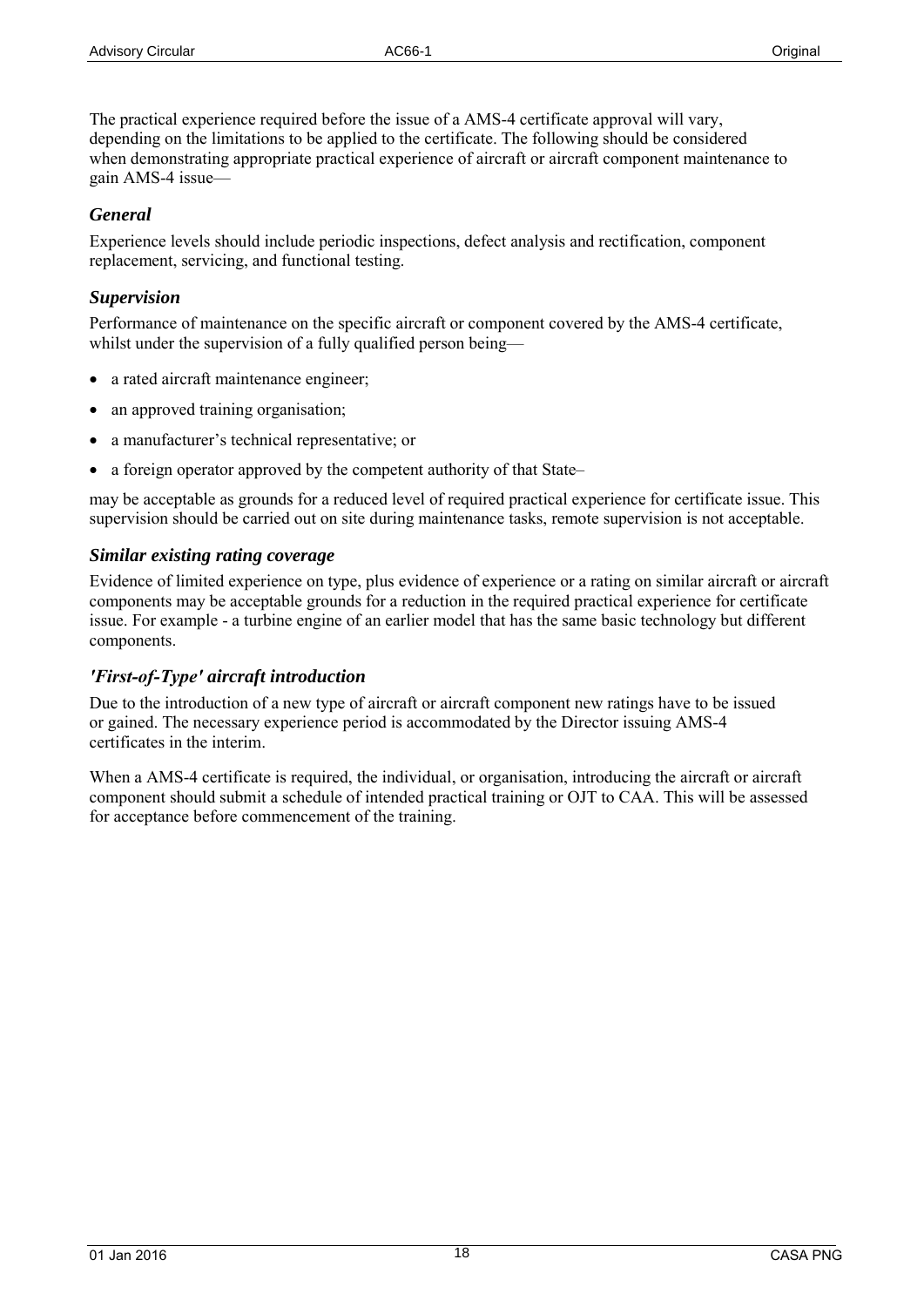The practical experience required before the issue of a AMS-4 certificate approval will vary, depending on the limitations to be applied to the certificate. The following should be considered when demonstrating appropriate practical experience of aircraft or aircraft component maintenance to gain AMS-4 issue—

### *General*

Experience levels should include periodic inspections, defect analysis and rectification, component replacement, servicing, and functional testing.

### *Supervision*

Performance of maintenance on the specific aircraft or component covered by the AMS-4 certificate, whilst under the supervision of a fully qualified person being—

- a rated aircraft maintenance engineer;
- an approved training organisation;
- a manufacturer's technical representative; or
- a foreign operator approved by the competent authority of that State–

may be acceptable as grounds for a reduced level of required practical experience for certificate issue. This supervision should be carried out on site during maintenance tasks, remote supervision is not acceptable.

### *Similar existing rating coverage*

Evidence of limited experience on type, plus evidence of experience or a rating on similar aircraft or aircraft components may be acceptable grounds for a reduction in the required practical experience for certificate issue. For example - a turbine engine of an earlier model that has the same basic technology but different components.

### *'First-of-Type' aircraft introduction*

Due to the introduction of a new type of aircraft or aircraft component new ratings have to be issued or gained. The necessary experience period is accommodated by the Director issuing AMS-4 certificates in the interim.

When a AMS-4 certificate is required, the individual, or organisation, introducing the aircraft or aircraft component should submit a schedule of intended practical training or OJT to CAA. This will be assessed for acceptance before commencement of the training.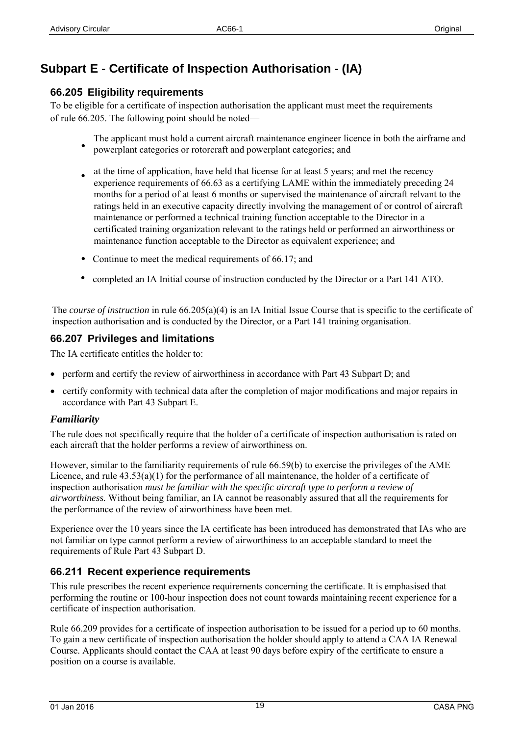# Subpart E - Certificate of Inspection Authorisation - (IA)

## 66.205 Eligibility requirements

To be eligible for a certificate of inspection authorisation the applicant must meet the requirements of rule 66.205. The following point should be noted—

- The applicant must hold a current aircraft maintenance engineer licence in both the airframe and powerplant categories or rotorcraft and powerplant categories; and
- at the time of application, have held that license for at least 5 years; and met the recency experience requirements of 66.63 as a certifying LAME within the immediately preceding 24 months for a period of at least 6 months or supervised the maintenance of aircraft relvant to the ratings held in an executive capacity directly involving the management of or control of aircraft maintenance or performed a technical training function acceptable to the Director in a certificated training organization relevant to the ratings held or performed an airworthiness or maintenance function acceptable to the Director as equivalent experience; and
- Continue to meet the medical requirements of 66.17; and
- completed an IA Initial course of instruction conducted by the Director or a Part 141 ATO.

The *course of instruction* in rule 66.205(a)(4) is an IA Initial Issue Course that is specific to the certificate of inspection authorisation and is conducted by the Director, or a Part 141 training organisation.

## 66.207 Privileges and limitations

The IA certificate entitles the holder to:

- perform and certify the review of airworthiness in accordance with Part 43 Subpart D; and
- certify conformity with technical data after the completion of major modifications and major repairs in accordance with Part 43 Subpart E.

### *Familiarity*

The rule does not specifically require that the holder of a certificate of inspection authorisation is rated on each aircraft that the holder performs a review of airworthiness on.

However, similar to the familiarity requirements of rule 66.59(b) to exercise the privileges of the AME Licence, and rule 43.53(a)(1) for the performance of all maintenance, the holder of a certificate of inspection authorisation *must be familiar with the specific aircraft type to perform a review of airworthiness.* Without being familiar, an IA cannot be reasonably assured that all the requirements for the performance of the review of airworthiness have been met.

Experience over the 10 years since the IA certificate has been introduced has demonstrated that IAs who are not familiar on type cannot perform a review of airworthiness to an acceptable standard to meet the requirements of Rule Part 43 Subpart D.

## 66.211 Recent experience requirements

This rule prescribes the recent experience requirements concerning the certificate. It is emphasised that performing the routine or 100-hour inspection does not count towards maintaining recent experience for a certificate of inspection authorisation.

Rule 66.209 provides for a certificate of inspection authorisation to be issued for a period up to 60 months. To gain a new certificate of inspection authorisation the holder should apply to attend a CAA IA Renewal Course. Applicants should contact the CAA at least 90 days before expiry of the certificate to ensure a position on a course is available.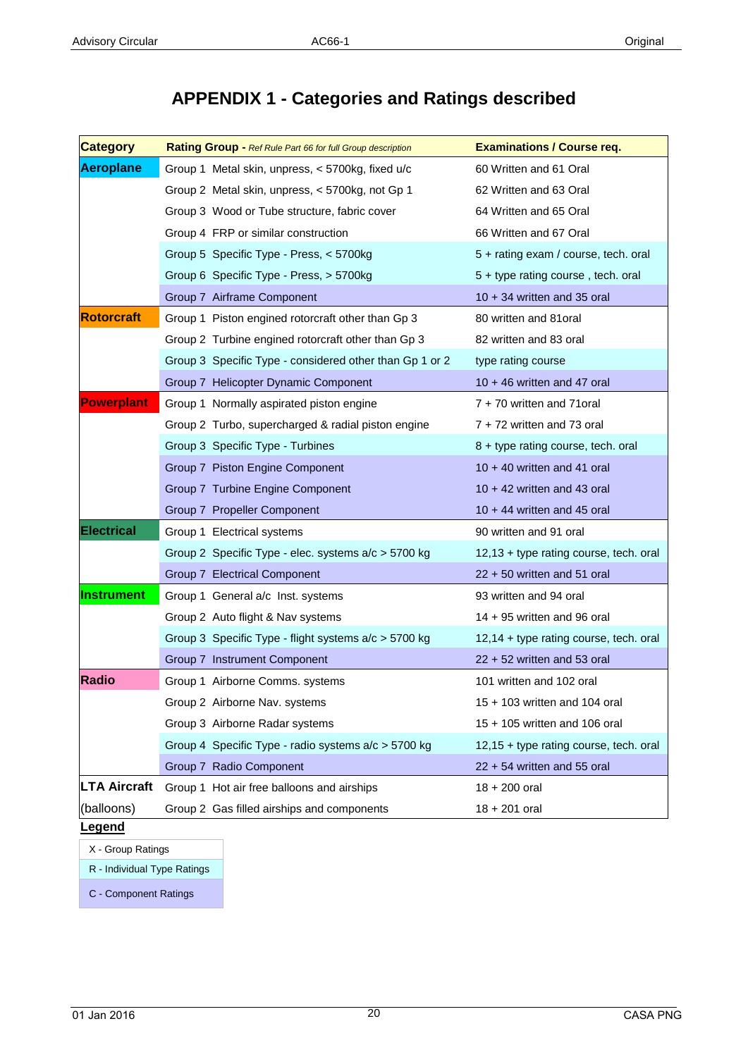# APPENDIX 1 - Categories and Ratings described

| Category | Rating Group - *Ref Rule Part 66 for full Group description* | Examinations / Course req. |
|---|---|---|
| **Aeroplane** | Group 1 Metal skin, unpress, < 5700kg, fixed u/c | 60 Written and 61 Oral |
| | Group 2 Metal skin, unpress, < 5700kg, not Gp 1 | 62 Written and 63 Oral |
| | Group 3 Wood or Tube structure, fabric cover | 64 Written and 65 Oral |
| | Group 4 FRP or similar construction | 66 Written and 67 Oral |
| | Group 5 Specific Type - Press, < 5700kg | 5 + rating exam / course, tech. oral |
| | Group 6 Specific Type - Press, > 5700kg | 5 + type rating course , tech. oral |
| | Group 7 Airframe Component | 10 + 34 written and 35 oral |
| **Rotorcraft** | Group 1 Piston engined rotorcraft other than Gp 3 | 80 written and 81oral |
| | Group 2 Turbine engined rotorcraft other than Gp 3 | 82 written and 83 oral |
| | Group 3 Specific Type - considered other than Gp 1 or 2 | type rating course |
| | Group 7 Helicopter Dynamic Component | 10 + 46 written and 47 oral |
| **Powerplant** | Group 1 Normally aspirated piston engine | 7 + 70 written and 71oral |
| | Group 2 Turbo, supercharged & radial piston engine | 7 + 72 written and 73 oral |
| | Group 3 Specific Type - Turbines | 8 + type rating course, tech. oral |
| | Group 7 Piston Engine Component | 10 + 40 written and 41 oral |
| | Group 7 Turbine Engine Component | 10 + 42 written and 43 oral |
| | Group 7 Propeller Component | 10 + 44 written and 45 oral |
| **Electrical** | Group 1 Electrical systems | 90 written and 91 oral |
| | Group 2 Specific Type - elec. systems a/c > 5700 kg | 12,13 + type rating course, tech. oral |
| | Group 7 Electrical Component | 22 + 50 written and 51 oral |
| **Instrument** | Group 1 General a/c Inst. systems | 93 written and 94 oral |
| | Group 2 Auto flight & Nav systems | 14 + 95 written and 96 oral |
| | Group 3 Specific Type - flight systems a/c > 5700 kg | 12,14 + type rating course, tech. oral |
| | Group 7 Instrument Component | 22 + 52 written and 53 oral |
| **Radio** | Group 1 Airborne Comms. systems | 101 written and 102 oral |
| | Group 2 Airborne Nav. systems | 15 + 103 written and 104 oral |
| | Group 3 Airborne Radar systems | 15 + 105 written and 106 oral |
| | Group 4 Specific Type - radio systems a/c > 5700 kg | 12,15 + type rating course, tech. oral |
| | Group 7 Radio Component | 22 + 54 written and 55 oral |
| **LTA Aircraft** (balloons) | Group 1 Hot air free balloons and airships | 18 + 200 oral |
| | Group 2 Gas filled airships and components | 18 + 201 oral |

**Legend**

| |
|---|
| X - Group Ratings |
| R - Individual Type Ratings |
| C - Component Ratings |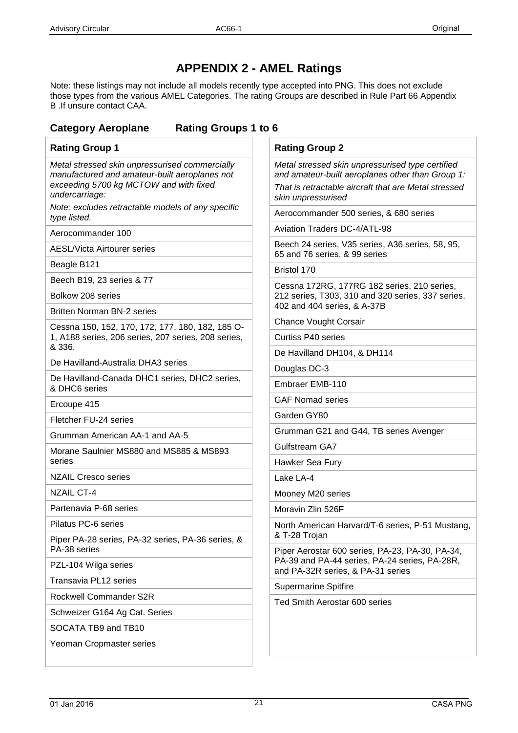# APPENDIX 2 - AMEL Ratings

Note: these listings may not include all models recently type accepted into PNG. This does not exclude those types from the various AMEL Categories. The rating Groups are described in Rule Part 66 Appendix B .If unsure contact CAA.

## Category Aeroplane Rating Groups 1 to 6

| Rating Group 1 |
| --- |
| *Metal stressed skin unpressurised commercially manufactured and amateur-built aeroplanes not exceeding 5700 kg MCTOW and with fixed undercarriage:*<br>*Note: excludes retractable models of any specific type listed.* |
| Aerocommander 100 |
| AESL/Victa Airtourer series |
| Beagle B121 |
| Beech B19, 23 series & 77 |
| Bolkow 208 series |
| Britten Norman BN-2 series |
| Cessna 150, 152, 170, 172, 177, 180, 182, 185 O-1, A188 series, 206 series, 207 series, 208 series, & 336. |
| De Havilland-Australia DHA3 series |
| De Havilland-Canada DHC1 series, DHC2 series, & DHC6 series |
| Ercoupe 415 |
| Fletcher FU-24 series |
| Grumman American AA-1 and AA-5 |
| Morane Saulnier MS880 and MS885 & MS893 series |
| NZAIL Cresco series |
| NZAIL CT-4 |
| Partenavia P-68 series |
| Pilatus PC-6 series |
| Piper PA-28 series, PA-32 series, PA-36 series, & PA-38 series |
| PZL-104 Wilga series |
| Transavia PL12 series |
| Rockwell Commander S2R |
| Schweizer G164 Ag Cat. Series |
| SOCATA TB9 and TB10 |
| Yeoman Cropmaster series |

| Rating Group 2 |
| --- |
| *Metal stressed skin unpressurised type certified and amateur-built aeroplanes other than Group 1:*<br>*That is retractable aircraft that are Metal stressed skin unpressurised* |
| Aerocommander 500 series, & 680 series |
| Aviation Traders DC-4/ATL-98 |
| Beech 24 series, V35 series, A36 series, 58, 95, 65 and 76 series, & 99 series |
| Bristol 170 |
| Cessna 172RG, 177RG 182 series, 210 series, 212 series, T303, 310 and 320 series, 337 series, 402 and 404 series, & A-37B |
| Chance Vought Corsair |
| Curtiss P40 series |
| De Havilland DH104, & DH114 |
| Douglas DC-3 |
| Embraer EMB-110 |
| GAF Nomad series |
| Garden GY80 |
| Grumman G21 and G44, TB series Avenger |
| Gulfstream GA7 |
| Hawker Sea Fury |
| Lake LA-4 |
| Mooney M20 series |
| Moravin Zlin 526F |
| North American Harvard/T-6 series, P-51 Mustang, & T-28 Trojan |
| Piper Aerostar 600 series, PA-23, PA-30, PA-34, PA-39 and PA-44 series, PA-24 series, PA-28R, and PA-32R series, & PA-31 series |
| Supermarine Spitfire |
| Ted Smith Aerostar 600 series |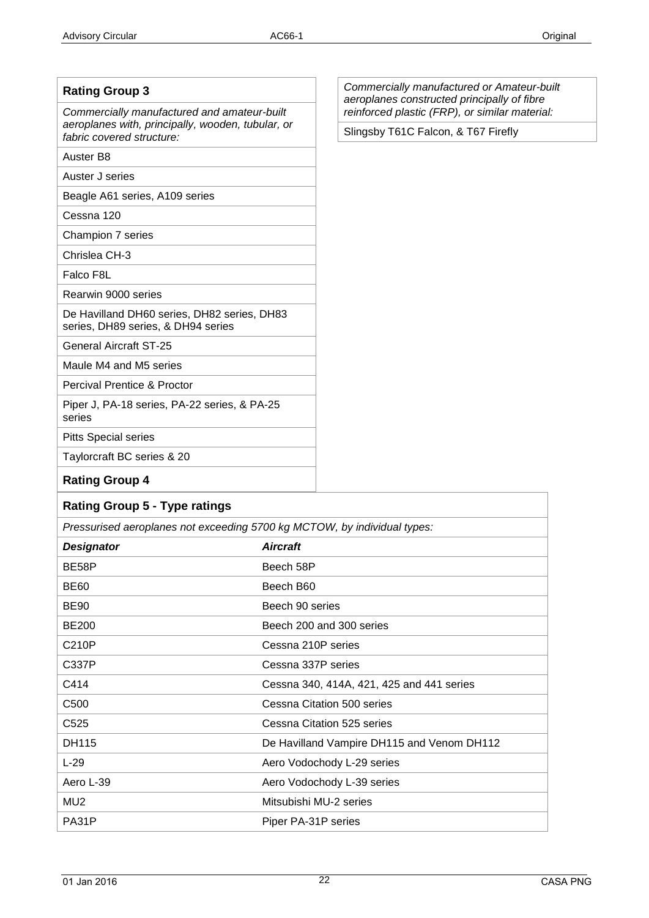| Rating Group 3 |
| --- |
| *Commercially manufactured and amateur-built aeroplanes with, principally, wooden, tubular, or fabric covered structure:* |
| Auster B8 |
| Auster J series |
| Beagle A61 series, A109 series |
| Cessna 120 |
| Champion 7 series |
| Chrislea CH-3 |
| Falco F8L |
| Rearwin 9000 series |
| De Havilland DH60 series, DH82 series, DH83 series, DH89 series, & DH94 series |
| General Aircraft ST-25 |
| Maule M4 and M5 series |
| Percival Prentice & Proctor |
| Piper J, PA-18 series, PA-22 series, & PA-25 series |
| Pitts Special series |
| Taylorcraft BC series & 20 |

| Rating Group 4 |
| --- |
| *Commercially manufactured or Amateur-built aeroplanes constructed principally of fibre reinforced plastic (FRP), or similar material:* |
| Slingsby T61C Falcon, & T67 Firefly |

| Rating Group 5 - Type ratings | |
| --- | --- |
| *Pressurised aeroplanes not exceeding 5700 kg MCTOW, by individual types:* | |
| ***Designator*** | ***Aircraft*** |
| BE58P | Beech 58P |
| BE60 | Beech B60 |
| BE90 | Beech 90 series |
| BE200 | Beech 200 and 300 series |
| C210P | Cessna 210P series |
| C337P | Cessna 337P series |
| C414 | Cessna 340, 414A, 421, 425 and 441 series |
| C500 | Cessna Citation 500 series |
| C525 | Cessna Citation 525 series |
| DH115 | De Havilland Vampire DH115 and Venom DH112 |
| L-29 | Aero Vodochody L-29 series |
| Aero L-39 | Aero Vodochody L-39 series |
| MU2 | Mitsubishi MU-2 series |
| PA31P | Piper PA-31P series |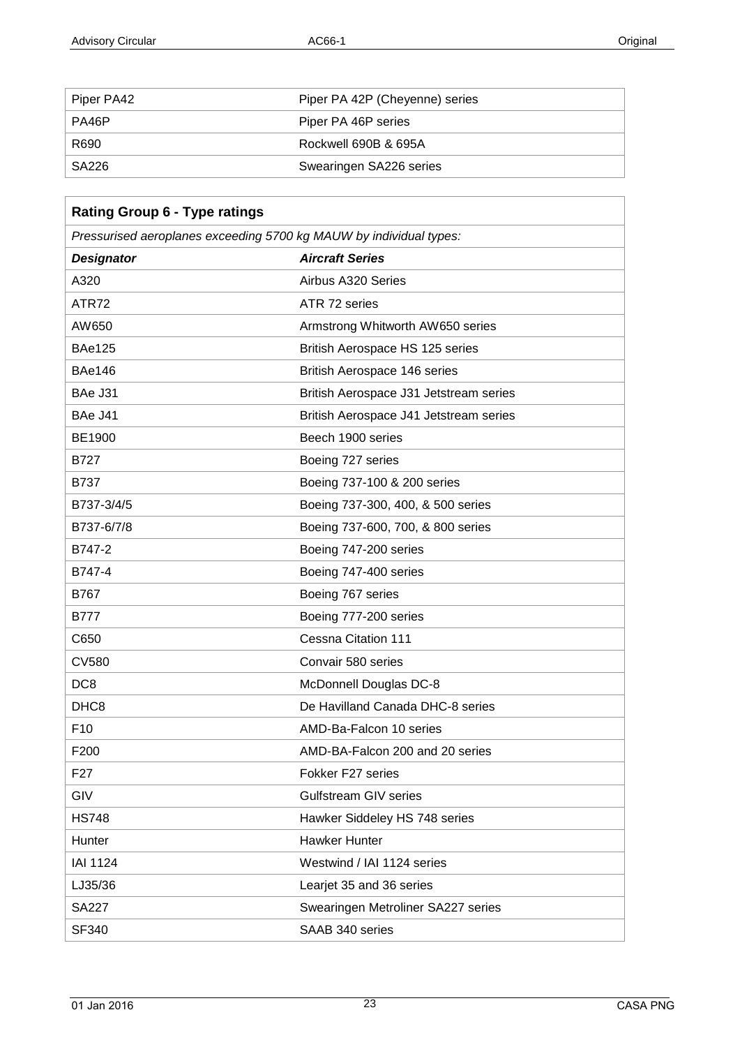| | |
|---|---|
| Piper PA42 | Piper PA 42P (Cheyenne) series |
| PA46P | Piper PA 46P series |
| R690 | Rockwell 690B & 695A |
| SA226 | Swearingen SA226 series |

| **Rating Group 6 - Type ratings** | |
|---|---|
| *Pressurised aeroplanes exceeding 5700 kg MAUW by individual types:* | |
| ***Designator*** | ***Aircraft Series*** |
| A320 | Airbus A320 Series |
| ATR72 | ATR 72 series |
| AW650 | Armstrong Whitworth AW650 series |
| BAe125 | British Aerospace HS 125 series |
| BAe146 | British Aerospace 146 series |
| BAe J31 | British Aerospace J31 Jetstream series |
| BAe J41 | British Aerospace J41 Jetstream series |
| BE1900 | Beech 1900 series |
| B727 | Boeing 727 series |
| B737 | Boeing 737-100 & 200 series |
| B737-3/4/5 | Boeing 737-300, 400, & 500 series |
| B737-6/7/8 | Boeing 737-600, 700, & 800 series |
| B747-2 | Boeing 747-200 series |
| B747-4 | Boeing 747-400 series |
| B767 | Boeing 767 series |
| B777 | Boeing 777-200 series |
| C650 | Cessna Citation 111 |
| CV580 | Convair 580 series |
| DC8 | McDonnell Douglas DC-8 |
| DHC8 | De Havilland Canada DHC-8 series |
| F10 | AMD-Ba-Falcon 10 series |
| F200 | AMD-BA-Falcon 200 and 20 series |
| F27 | Fokker F27 series |
| GIV | Gulfstream GIV series |
| HS748 | Hawker Siddeley HS 748 series |
| Hunter | Hawker Hunter |
| IAI 1124 | Westwind / IAI 1124 series |
| LJ35/36 | Learjet 35 and 36 series |
| SA227 | Swearingen Metroliner SA227 series |
| SF340 | SAAB 340 series |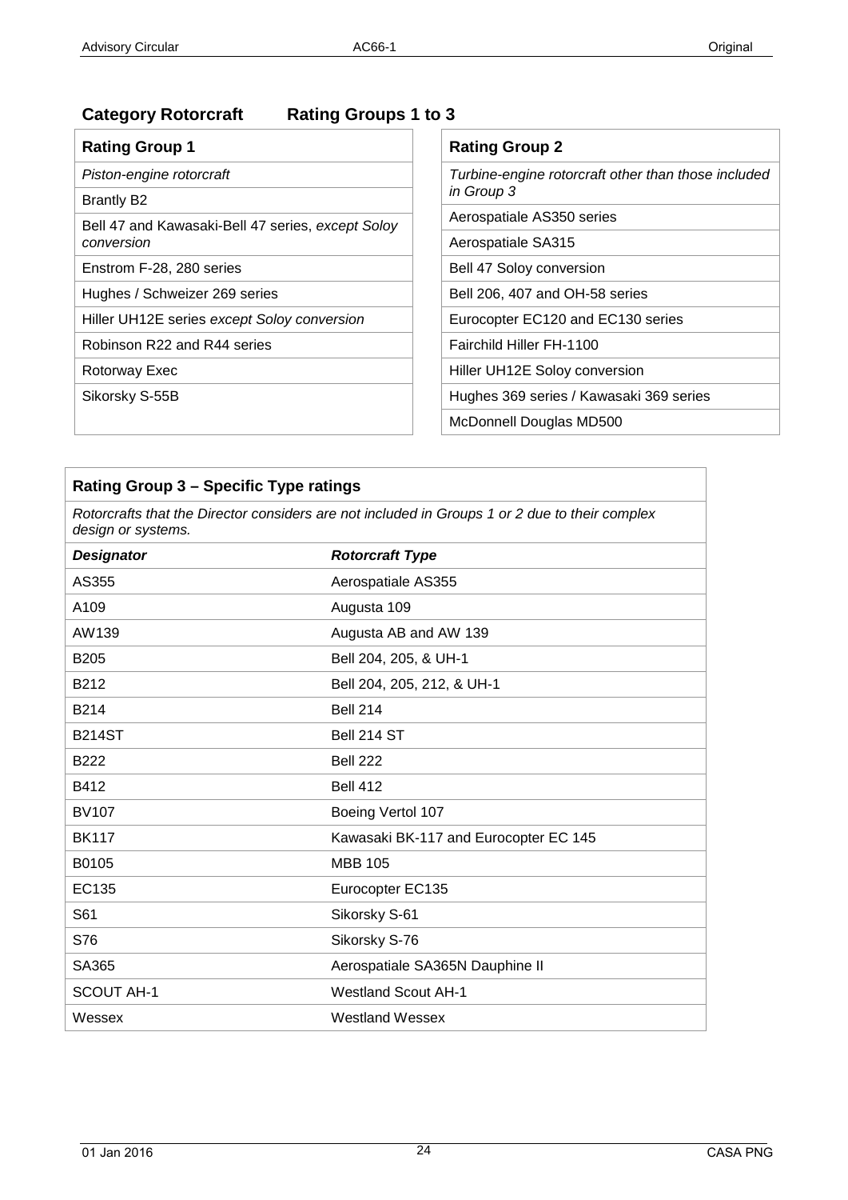## Category Rotorcraft Rating Groups 1 to 3

| Rating Group 1 |
|---|
| *Piston-engine rotorcraft* |
| Brantly B2 |
| Bell 47 and Kawasaki-Bell 47 series, *except Soloy conversion* |
| Enstrom F-28, 280 series |
| Hughes / Schweizer 269 series |
| Hiller UH12E series *except Soloy conversion* |
| Robinson R22 and R44 series |
| Rotorway Exec |
| Sikorsky S-55B |

| Rating Group 2 |
|---|
| *Turbine-engine rotorcraft other than those included in Group 3* |
| Aerospatiale AS350 series |
| Aerospatiale SA315 |
| Bell 47 Soloy conversion |
| Bell 206, 407 and OH-58 series |
| Eurocopter EC120 and EC130 series |
| Fairchild Hiller FH-1100 |
| Hiller UH12E Soloy conversion |
| Hughes 369 series / Kawasaki 369 series |
| McDonnell Douglas MD500 |

| Rating Group 3 – Specific Type ratings | |
|---|---|
| *Rotorcrafts that the Director considers are not included in Groups 1 or 2 due to their complex design or systems.* | |
| ***Designator*** | ***Rotorcraft Type*** |
| AS355 | Aerospatiale AS355 |
| A109 | Augusta 109 |
| AW139 | Augusta AB and AW 139 |
| B205 | Bell 204, 205, & UH-1 |
| B212 | Bell 204, 205, 212, & UH-1 |
| B214 | Bell 214 |
| B214ST | Bell 214 ST |
| B222 | Bell 222 |
| B412 | Bell 412 |
| BV107 | Boeing Vertol 107 |
| BK117 | Kawasaki BK-117 and Eurocopter EC 145 |
| B0105 | MBB 105 |
| EC135 | Eurocopter EC135 |
| S61 | Sikorsky S-61 |
| S76 | Sikorsky S-76 |
| SA365 | Aerospatiale SA365N Dauphine II |
| SCOUT AH-1 | Westland Scout AH-1 |
| Wessex | Westland Wessex |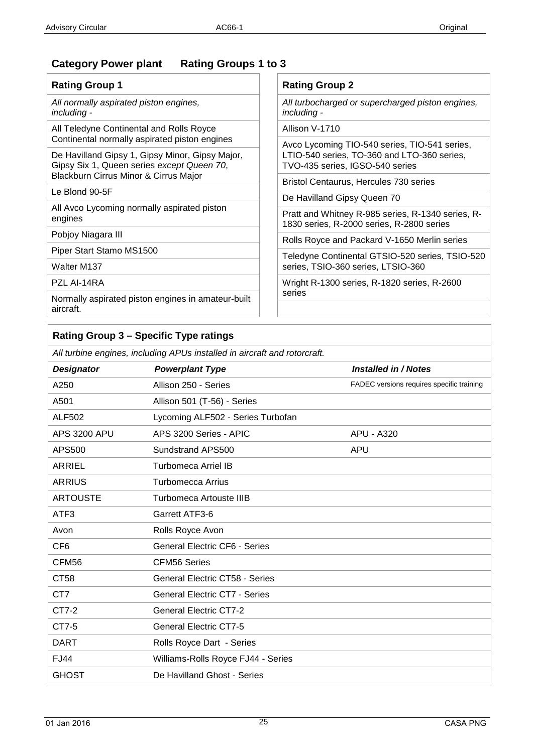## Category Power plant Rating Groups 1 to 3

| Rating Group 1 |
|---|
| *All normally aspirated piston engines, including -* |
| All Teledyne Continental and Rolls Royce Continental normally aspirated piston engines |
| De Havilland Gipsy 1, Gipsy Minor, Gipsy Major, Gipsy Six 1, Queen series *except Queen 70*, Blackburn Cirrus Minor & Cirrus Major |
| Le Blond 90-5F |
| All Avco Lycoming normally aspirated piston engines |
| Pobjoy Niagara III |
| Piper Start Stamo MS1500 |
| Walter M137 |
| PZL AI-14RA |
| Normally aspirated piston engines in amateur-built aircraft. |

| Rating Group 2 |
|---|
| *All turbocharged or supercharged piston engines, including -* |
| Allison V-1710 |
| Avco Lycoming TIO-540 series, TIO-541 series, LTIO-540 series, TO-360 and LTO-360 series, TVO-435 series, IGSO-540 series |
| Bristol Centaurus, Hercules 730 series |
| De Havilland Gipsy Queen 70 |
| Pratt and Whitney R-985 series, R-1340 series, R-1830 series, R-2000 series, R-2800 series |
| Rolls Royce and Packard V-1650 Merlin series |
| Teledyne Continental GTSIO-520 series, TSIO-520 series, TSIO-360 series, LTSIO-360 |
| Wright R-1300 series, R-1820 series, R-2600 series |

### Rating Group 3 – Specific Type ratings

*All turbine engines, including APUs installed in aircraft and rotorcraft.*

| *Designator* | *Powerplant Type* | *Installed in / Notes* |
|---|---|---|
| A250 | Allison 250 - Series | FADEC versions requires specific training |
| A501 | Allison 501 (T-56) - Series | |
| ALF502 | Lycoming ALF502 - Series Turbofan | |
| APS 3200 APU | APS 3200 Series - APIC | APU - A320 |
| APS500 | Sundstrand APS500 | APU |
| ARRIEL | Turbomeca Arriel IB | |
| ARRIUS | Turbomecca Arrius | |
| ARTOUSTE | Turbomeca Artouste IIIB | |
| ATF3 | Garrett ATF3-6 | |
| Avon | Rolls Royce Avon | |
| CF6 | General Electric CF6 - Series | |
| CFM56 | CFM56 Series | |
| CT58 | General Electric CT58 - Series | |
| CT7 | General Electric CT7 - Series | |
| CT7-2 | General Electric CT7-2 | |
| CT7-5 | General Electric CT7-5 | |
| DART | Rolls Royce Dart - Series | |
| FJ44 | Williams-Rolls Royce FJ44 - Series | |
| GHOST | De Havilland Ghost - Series | |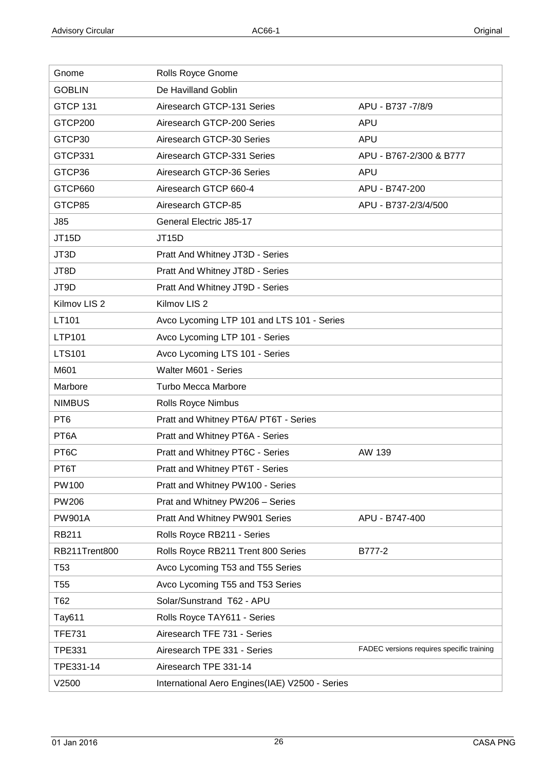| | | |
|---|---|---|
| Gnome | Rolls Royce Gnome | |
| GOBLIN | De Havilland Goblin | |
| GTCP 131 | Airesearch GTCP-131 Series | APU - B737 -7/8/9 |
| GTCP200 | Airesearch GTCP-200 Series | APU |
| GTCP30 | Airesearch GTCP-30 Series | APU |
| GTCP331 | Airesearch GTCP-331 Series | APU - B767-2/300 & B777 |
| GTCP36 | Airesearch GTCP-36 Series | APU |
| GTCP660 | Airesearch GTCP 660-4 | APU - B747-200 |
| GTCP85 | Airesearch GTCP-85 | APU - B737-2/3/4/500 |
| J85 | General Electric J85-17 | |
| JT15D | JT15D | |
| JT3D | Pratt And Whitney JT3D - Series | |
| JT8D | Pratt And Whitney JT8D - Series | |
| JT9D | Pratt And Whitney JT9D - Series | |
| Kilmov LIS 2 | Kilmov LIS 2 | |
| LT101 | Avco Lycoming LTP 101 and LTS 101 - Series | |
| LTP101 | Avco Lycoming LTP 101 - Series | |
| LTS101 | Avco Lycoming LTS 101 - Series | |
| M601 | Walter M601 - Series | |
| Marbore | Turbo Mecca Marbore | |
| NIMBUS | Rolls Royce Nimbus | |
| PT6 | Pratt and Whitney PT6A/ PT6T - Series | |
| PT6A | Pratt and Whitney PT6A - Series | |
| PT6C | Pratt and Whitney PT6C - Series | AW 139 |
| PT6T | Pratt and Whitney PT6T - Series | |
| PW100 | Pratt and Whitney PW100 - Series | |
| PW206 | Prat and Whitney PW206 – Series | |
| PW901A | Pratt And Whitney PW901 Series | APU - B747-400 |
| RB211 | Rolls Royce RB211 - Series | |
| RB211Trent800 | Rolls Royce RB211 Trent 800 Series | B777-2 |
| T53 | Avco Lycoming T53 and T55 Series | |
| T55 | Avco Lycoming T55 and T53 Series | |
| T62 | Solar/Sunstrand T62 - APU | |
| Tay611 | Rolls Royce TAY611 - Series | |
| TFE731 | Airesearch TFE 731 - Series | |
| TPE331 | Airesearch TPE 331 - Series | FADEC versions requires specific training |
| TPE331-14 | Airesearch TPE 331-14 | |
| V2500 | International Aero Engines(IAE) V2500 - Series | |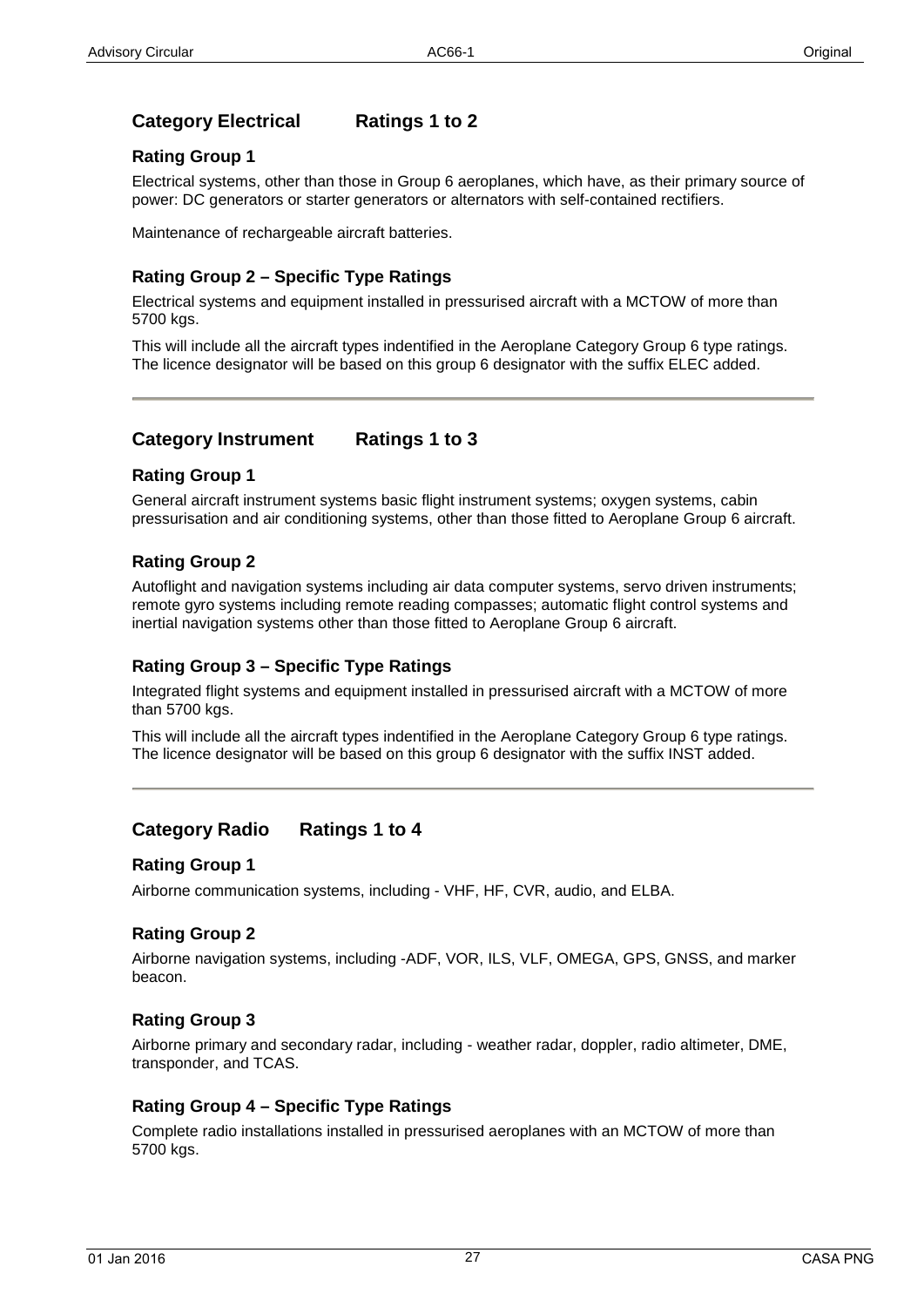## Category Electrical Ratings 1 to 2

### Rating Group 1

Electrical systems, other than those in Group 6 aeroplanes, which have, as their primary source of power: DC generators or starter generators or alternators with self-contained rectifiers.

Maintenance of rechargeable aircraft batteries.

### Rating Group 2 – Specific Type Ratings

Electrical systems and equipment installed in pressurised aircraft with a MCTOW of more than 5700 kgs.

This will include all the aircraft types indentified in the Aeroplane Category Group 6 type ratings. The licence designator will be based on this group 6 designator with the suffix ELEC added.

---

## Category Instrument Ratings 1 to 3

### Rating Group 1

General aircraft instrument systems basic flight instrument systems; oxygen systems, cabin pressurisation and air conditioning systems, other than those fitted to Aeroplane Group 6 aircraft.

### Rating Group 2

Autoflight and navigation systems including air data computer systems, servo driven instruments; remote gyro systems including remote reading compasses; automatic flight control systems and inertial navigation systems other than those fitted to Aeroplane Group 6 aircraft.

### Rating Group 3 – Specific Type Ratings

Integrated flight systems and equipment installed in pressurised aircraft with a MCTOW of more than 5700 kgs.

This will include all the aircraft types indentified in the Aeroplane Category Group 6 type ratings. The licence designator will be based on this group 6 designator with the suffix INST added.

---

## Category Radio Ratings 1 to 4

### Rating Group 1

Airborne communication systems, including - VHF, HF, CVR, audio, and ELBA.

### Rating Group 2

Airborne navigation systems, including -ADF, VOR, ILS, VLF, OMEGA, GPS, GNSS, and marker beacon.

### Rating Group 3

Airborne primary and secondary radar, including - weather radar, doppler, radio altimeter, DME, transponder, and TCAS.

### Rating Group 4 – Specific Type Ratings

Complete radio installations installed in pressurised aeroplanes with an MCTOW of more than 5700 kgs.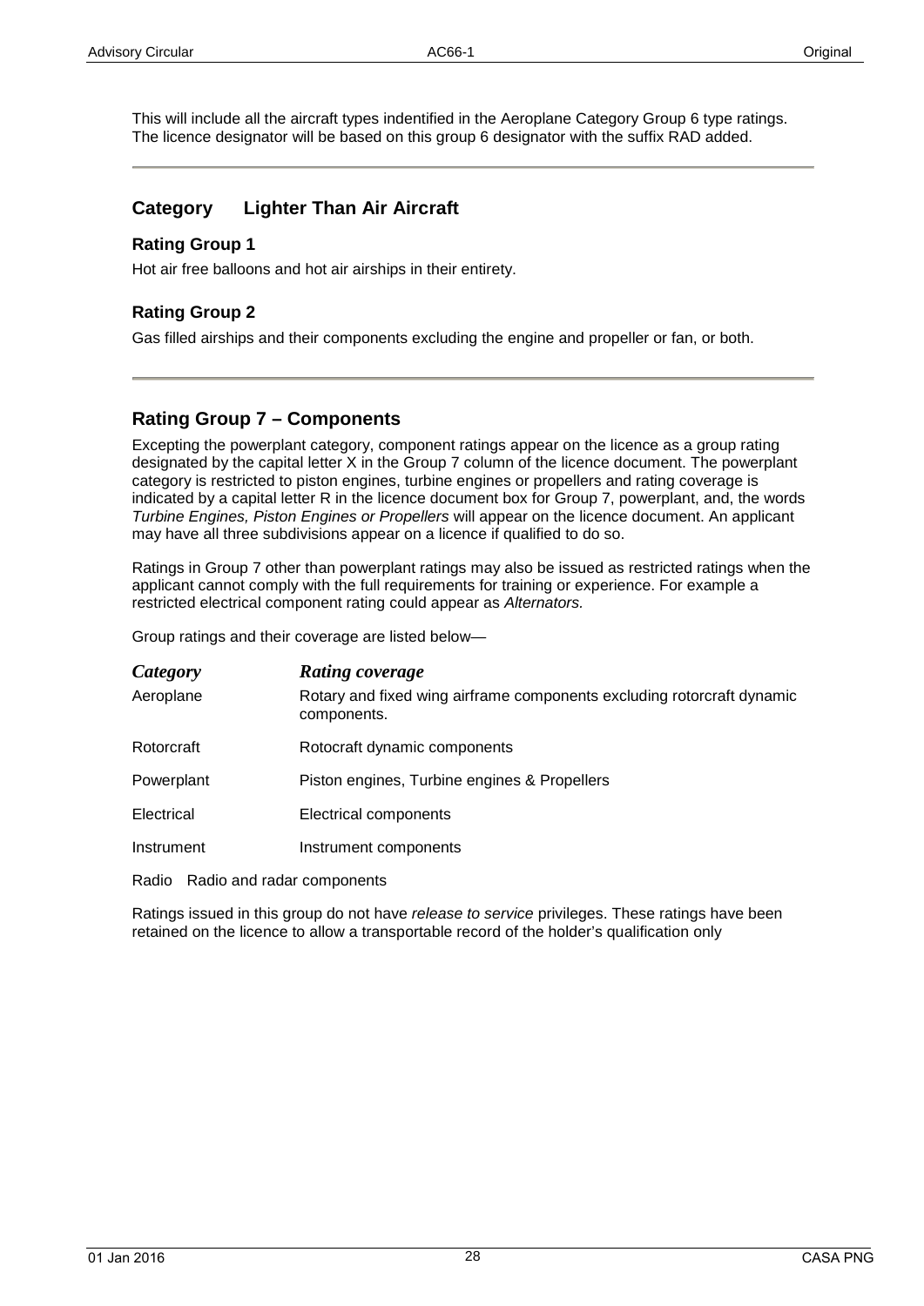This will include all the aircraft types indentified in the Aeroplane Category Group 6 type ratings. The licence designator will be based on this group 6 designator with the suffix RAD added.

---

## Category Lighter Than Air Aircraft

### Rating Group 1

Hot air free balloons and hot air airships in their entirety.

### Rating Group 2

Gas filled airships and their components excluding the engine and propeller or fan, or both.

---

## Rating Group 7 – Components

Excepting the powerplant category, component ratings appear on the licence as a group rating designated by the capital letter X in the Group 7 column of the licence document. The powerplant category is restricted to piston engines, turbine engines or propellers and rating coverage is indicated by a capital letter R in the licence document box for Group 7, powerplant, and, the words *Turbine Engines, Piston Engines or Propellers* will appear on the licence document. An applicant may have all three subdivisions appear on a licence if qualified to do so.

Ratings in Group 7 other than powerplant ratings may also be issued as restricted ratings when the applicant cannot comply with the full requirements for training or experience. For example a restricted electrical component rating could appear as *Alternators.*

Group ratings and their coverage are listed below—

| *Category* | *Rating coverage* |
| --- | --- |
| Aeroplane | Rotary and fixed wing airframe components excluding rotorcraft dynamic components. |
| Rotorcraft | Rotocraft dynamic components |
| Powerplant | Piston engines, Turbine engines & Propellers |
| Electrical | Electrical components |
| Instrument | Instrument components |
| Radio | Radio and radar components |

Ratings issued in this group do not have *release to service* privileges. These ratings have been retained on the licence to allow a transportable record of the holder's qualification only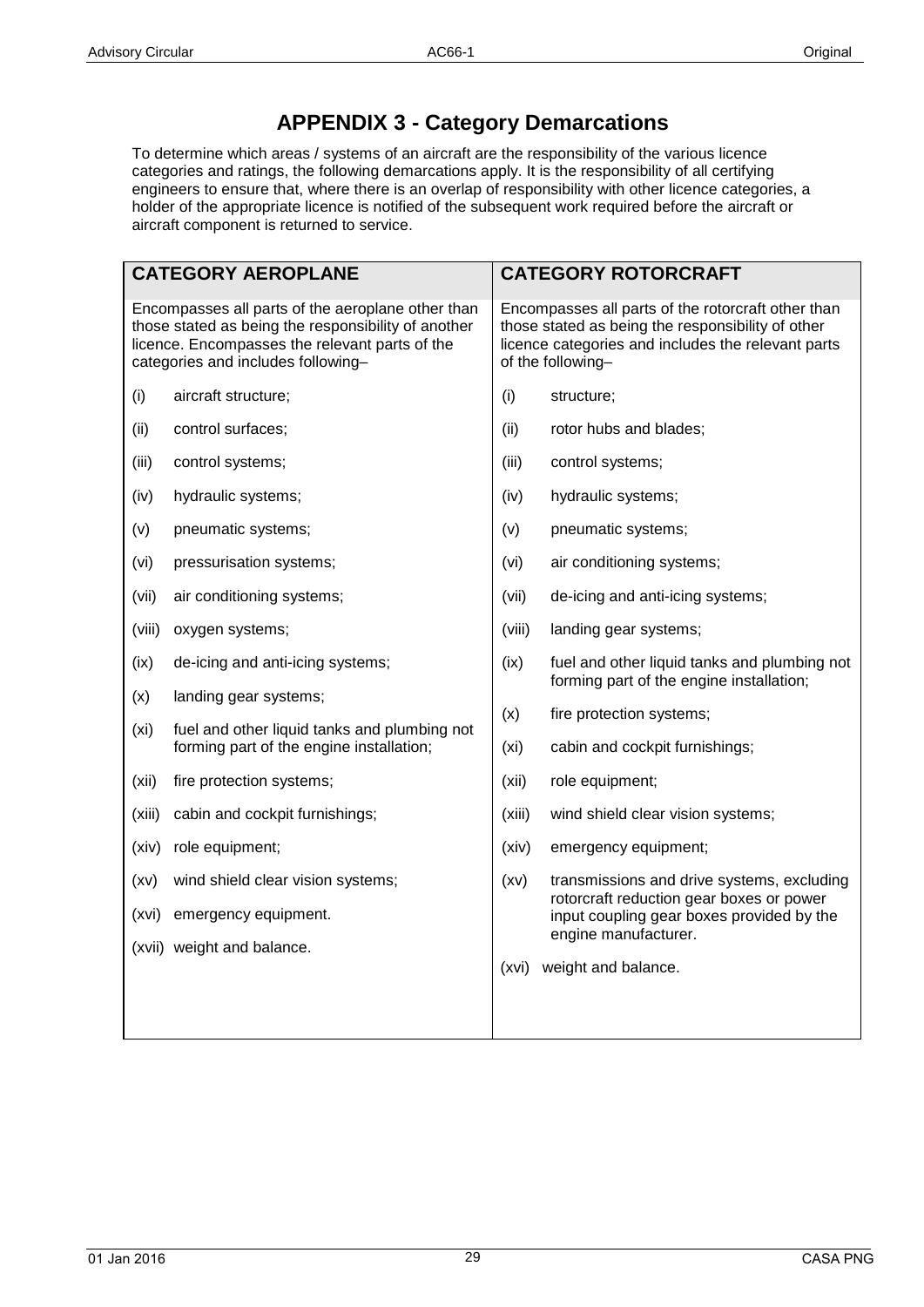# APPENDIX 3 - Category Demarcations

To determine which areas / systems of an aircraft are the responsibility of the various licence categories and ratings, the following demarcations apply. It is the responsibility of all certifying engineers to ensure that, where there is an overlap of responsibility with other licence categories, a holder of the appropriate licence is notified of the subsequent work required before the aircraft or aircraft component is returned to service.

| CATEGORY AEROPLANE | CATEGORY ROTORCRAFT |
|---|---|
| Encompasses all parts of the aeroplane other than those stated as being the responsibility of another licence. Encompasses the relevant parts of the categories and includes following– | Encompasses all parts of the rotorcraft other than those stated as being the responsibility of other licence categories and includes the relevant parts of the following– |
| (i) aircraft structure; | (i) structure; |
| (ii) control surfaces; | (ii) rotor hubs and blades; |
| (iii) control systems; | (iii) control systems; |
| (iv) hydraulic systems; | (iv) hydraulic systems; |
| (v) pneumatic systems; | (v) pneumatic systems; |
| (vi) pressurisation systems; | (vi) air conditioning systems; |
| (vii) air conditioning systems; | (vii) de-icing and anti-icing systems; |
| (viii) oxygen systems; | (viii) landing gear systems; |
| (ix) de-icing and anti-icing systems; | (ix) fuel and other liquid tanks and plumbing not forming part of the engine installation; |
| (x) landing gear systems; | (x) fire protection systems; |
| (xi) fuel and other liquid tanks and plumbing not forming part of the engine installation; | (xi) cabin and cockpit furnishings; |
| (xii) fire protection systems; | (xii) role equipment; |
| (xiii) cabin and cockpit furnishings; | (xiii) wind shield clear vision systems; |
| (xiv) role equipment; | (xiv) emergency equipment; |
| (xv) wind shield clear vision systems; | (xv) transmissions and drive systems, excluding rotorcraft reduction gear boxes or power input coupling gear boxes provided by the engine manufacturer. |
| (xvi) emergency equipment. | (xvi) weight and balance. |
| (xvii) weight and balance. | |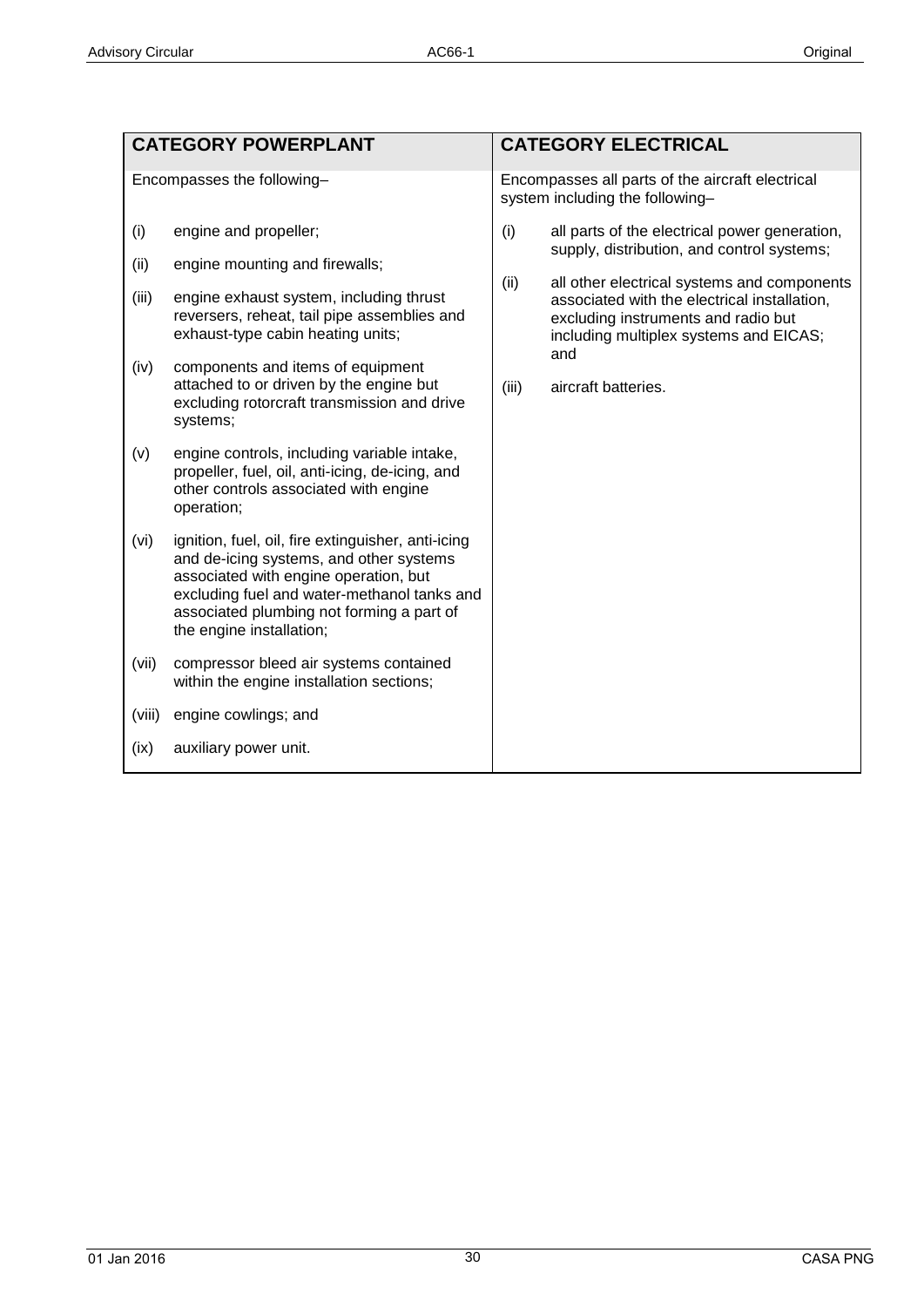| CATEGORY POWERPLANT | CATEGORY ELECTRICAL |
| --- | --- |
| Encompasses the following– | Encompasses all parts of the aircraft electrical system including the following– |
| (i) engine and propeller; | (i) all parts of the electrical power generation, supply, distribution, and control systems; |
| (ii) engine mounting and firewalls; | (ii) all other electrical systems and components associated with the electrical installation, excluding instruments and radio but including multiplex systems and EICAS; and |
| (iii) engine exhaust system, including thrust reversers, reheat, tail pipe assemblies and exhaust-type cabin heating units; | (iii) aircraft batteries. |
| (iv) components and items of equipment attached to or driven by the engine but excluding rotorcraft transmission and drive systems; | |
| (v) engine controls, including variable intake, propeller, fuel, oil, anti-icing, de-icing, and other controls associated with engine operation; | |
| (vi) ignition, fuel, oil, fire extinguisher, anti-icing and de-icing systems, and other systems associated with engine operation, but excluding fuel and water-methanol tanks and associated plumbing not forming a part of the engine installation; | |
| (vii) compressor bleed air systems contained within the engine installation sections; | |
| (viii) engine cowlings; and | |
| (ix) auxiliary power unit. | |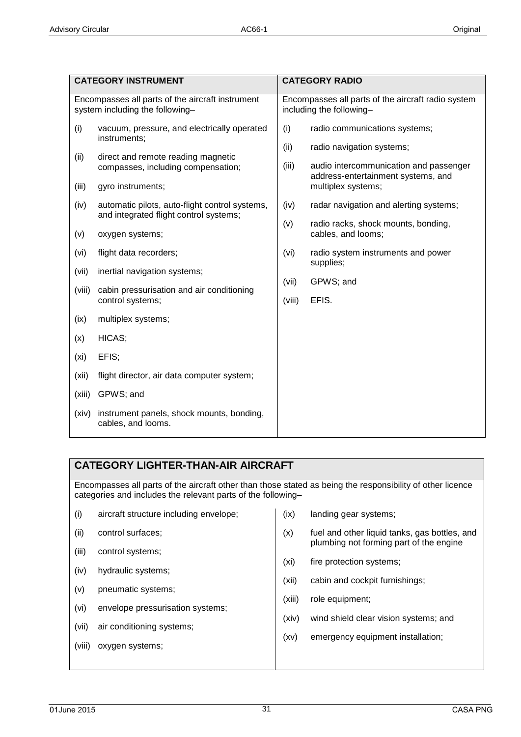## CATEGORY INSTRUMENT

Encompasses all parts of the aircraft instrument system including the following–

(i) vacuum, pressure, and electrically operated instruments;

(ii) direct and remote reading magnetic compasses, including compensation;

(iii) gyro instruments;

(iv) automatic pilots, auto-flight control systems, and integrated flight control systems;

(v) oxygen systems;

(vi) flight data recorders;

(vii) inertial navigation systems;

(viii) cabin pressurisation and air conditioning control systems;

(ix) multiplex systems;

(x) HICAS;

(xi) EFIS;

(xii) flight director, air data computer system;

(xiii) GPWS; and

(xiv) instrument panels, shock mounts, bonding, cables, and looms.

## CATEGORY RADIO

Encompasses all parts of the aircraft radio system including the following–

(i) radio communications systems;

(ii) radio navigation systems;

(iii) audio intercommunication and passenger address-entertainment systems, and multiplex systems;

(iv) radar navigation and alerting systems;

(v) radio racks, shock mounts, bonding, cables, and looms;

(vi) radio system instruments and power supplies;

(vii) GPWS; and

(viii) EFIS.

## CATEGORY LIGHTER-THAN-AIR AIRCRAFT

Encompasses all parts of the aircraft other than those stated as being the responsibility of other licence categories and includes the relevant parts of the following–

(i) aircraft structure including envelope;

(ii) control surfaces;

(iii) control systems;

(iv) hydraulic systems;

(v) pneumatic systems;

(vi) envelope pressurisation systems;

(vii) air conditioning systems;

(viii) oxygen systems;

(ix) landing gear systems;

(x) fuel and other liquid tanks, gas bottles, and plumbing not forming part of the engine

(xi) fire protection systems;

(xii) cabin and cockpit furnishings;

(xiii) role equipment;

(xiv) wind shield clear vision systems; and

(xv) emergency equipment installation;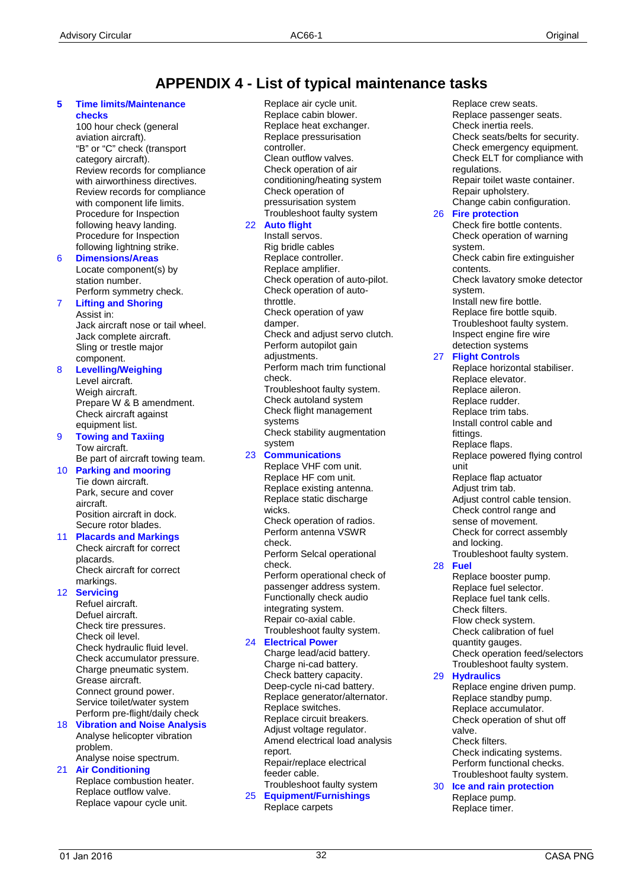# APPENDIX 4 - List of typical maintenance tasks

**5 Time limits/Maintenance checks**

100 hour check (general aviation aircraft).
"B" or "C" check (transport category aircraft).
Review records for compliance with airworthiness directives.
Review records for compliance with component life limits.
Procedure for Inspection following heavy landing.
Procedure for Inspection following lightning strike.

**6 Dimensions/Areas**

Locate component(s) by station number.
Perform symmetry check.

**7 Lifting and Shoring**

Assist in:
Jack aircraft nose or tail wheel.
Jack complete aircraft.
Sling or trestle major component.

**8 Levelling/Weighing**

Level aircraft.
Weigh aircraft.
Prepare W & B amendment.
Check aircraft against equipment list.

**9 Towing and Taxiing**

Tow aircraft.
Be part of aircraft towing team.

**10 Parking and mooring**

Tie down aircraft.
Park, secure and cover aircraft.
Position aircraft in dock.
Secure rotor blades.

**11 Placards and Markings**

Check aircraft for correct placards.
Check aircraft for correct markings.

**12 Servicing**

Refuel aircraft.
Defuel aircraft.
Check tire pressures.
Check oil level.
Check hydraulic fluid level.
Check accumulator pressure.
Charge pneumatic system.
Grease aircraft.
Connect ground power.
Service toilet/water system
Perform pre-flight/daily check

**18 Vibration and Noise Analysis**

Analyse helicopter vibration problem.
Analyse noise spectrum.

**21 Air Conditioning**

Replace combustion heater.
Replace outflow valve.
Replace vapour cycle unit.
Replace air cycle unit.
Replace cabin blower.
Replace heat exchanger.
Replace pressurisation controller.
Clean outflow valves.
Check operation of air conditioning/heating system
Check operation of pressurisation system
Troubleshoot faulty system

**22 Auto flight**

Install servos.
Rig bridle cables
Replace controller.
Replace amplifier.
Check operation of auto-pilot.
Check operation of auto-throttle.
Check operation of yaw damper.
Check and adjust servo clutch.
Perform autopilot gain adjustments.
Perform mach trim functional check.
Troubleshoot faulty system.
Check autoland system
Check flight management systems
Check stability augmentation system

**23 Communications**

Replace VHF com unit.
Replace HF com unit.
Replace existing antenna.
Replace static discharge wicks.
Check operation of radios.
Perform antenna VSWR check.
Perform Selcal operational check.
Perform operational check of passenger address system.
Functionally check audio integrating system.
Repair co-axial cable.
Troubleshoot faulty system.

**24 Electrical Power**

Charge lead/acid battery.
Charge ni-cad battery.
Check battery capacity.
Deep-cycle ni-cad battery.
Replace generator/alternator.
Replace switches.
Replace circuit breakers.
Adjust voltage regulator.
Amend electrical load analysis report.
Repair/replace electrical feeder cable.
Troubleshoot faulty system

**25 Equipment/Furnishings**

Replace carpets
Replace crew seats.
Replace passenger seats.
Check inertia reels.
Check seats/belts for security.
Check emergency equipment.
Check ELT for compliance with regulations.
Repair toilet waste container.
Repair upholstery.
Change cabin configuration.

**26 Fire protection**

Check fire bottle contents.
Check operation of warning system.
Check cabin fire extinguisher contents.
Check lavatory smoke detector system.
Install new fire bottle.
Replace fire bottle squib.
Troubleshoot faulty system.
Inspect engine fire wire detection systems

**27 Flight Controls**

Replace horizontal stabiliser.
Replace elevator.
Replace aileron.
Replace rudder.
Replace trim tabs.
Install control cable and fittings.
Replace flaps.
Replace powered flying control unit
Replace flap actuator
Adjust trim tab.
Adjust control cable tension.
Check control range and sense of movement.
Check for correct assembly and locking.
Troubleshoot faulty system.

**28 Fuel**

Replace booster pump.
Replace fuel selector.
Replace fuel tank cells.
Check filters.
Flow check system.
Check calibration of fuel quantity gauges.
Check operation feed/selectors
Troubleshoot faulty system.

**29 Hydraulics**

Replace engine driven pump.
Replace standby pump.
Replace accumulator.
Check operation of shut off valve.
Check filters.
Check indicating systems.
Perform functional checks.
Troubleshoot faulty system.

**30 Ice and rain protection**

Replace pump.
Replace timer.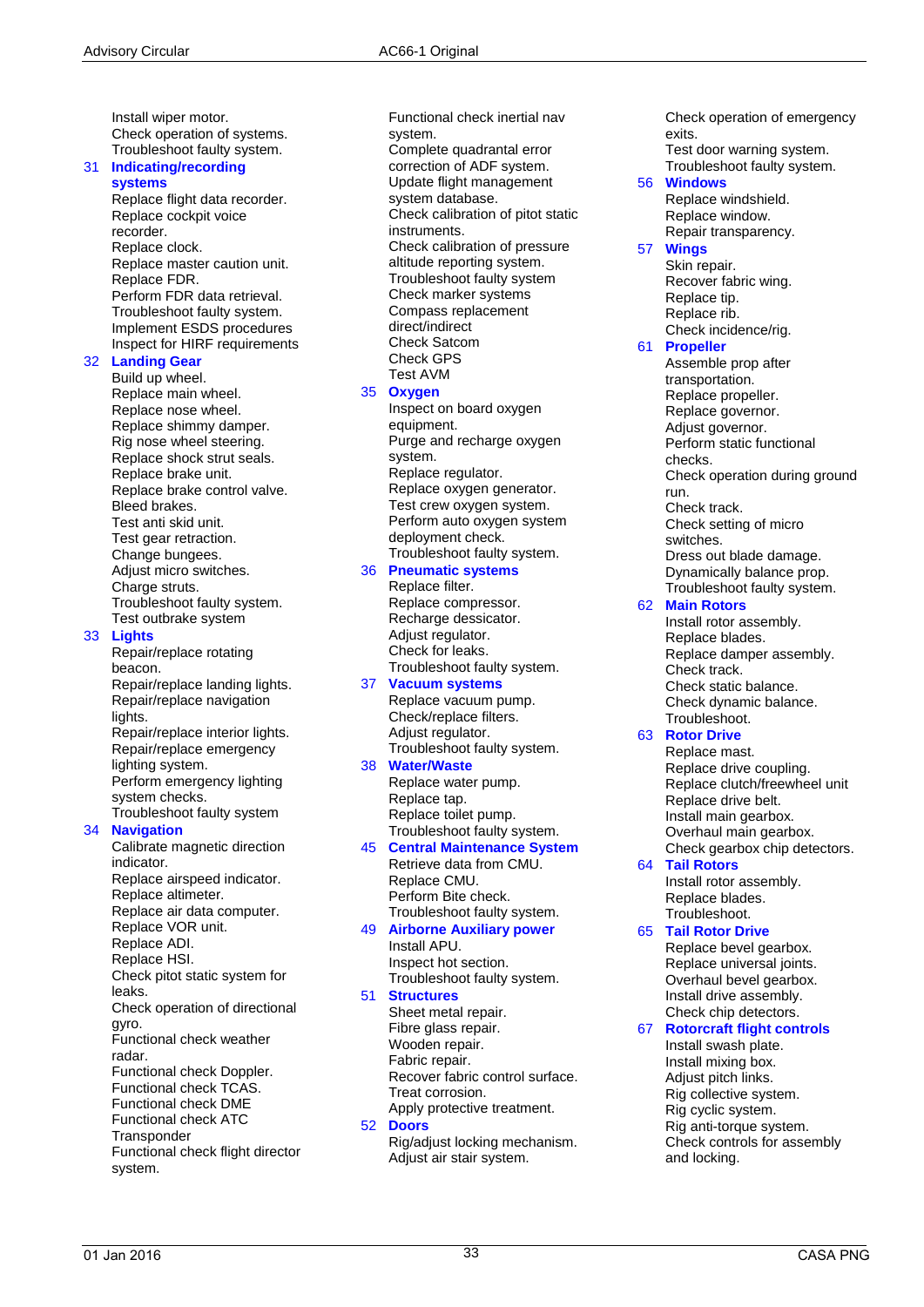Install wiper motor.
Check operation of systems.
Troubleshoot faulty system.

**31 Indicating/recording systems**

Replace flight data recorder.
Replace cockpit voice recorder.
Replace clock.
Replace master caution unit.
Replace FDR.
Perform FDR data retrieval.
Troubleshoot faulty system.
Implement ESDS procedures
Inspect for HIRF requirements

**32 Landing Gear**

Build up wheel.
Replace main wheel.
Replace nose wheel.
Replace shimmy damper.
Rig nose wheel steering.
Replace shock strut seals.
Replace brake unit.
Replace brake control valve.
Bleed brakes.
Test anti skid unit.
Test gear retraction.
Change bungees.
Adjust micro switches.
Charge struts.
Troubleshoot faulty system.
Test outbrake system

**33 Lights**

Repair/replace rotating beacon.
Repair/replace landing lights.
Repair/replace navigation lights.
Repair/replace interior lights.
Repair/replace emergency lighting system.
Perform emergency lighting system checks.
Troubleshoot faulty system

**34 Navigation**

Calibrate magnetic direction indicator.
Replace airspeed indicator.
Replace altimeter.
Replace air data computer.
Replace VOR unit.
Replace ADI.
Replace HSI.
Check pitot static system for leaks.
Check operation of directional gyro.
Functional check weather radar.
Functional check Doppler.
Functional check TCAS.
Functional check DME
Functional check ATC Transponder
Functional check flight director system.
Functional check inertial nav system.
Complete quadrantal error correction of ADF system.
Update flight management system database.
Check calibration of pitot static instruments.
Check calibration of pressure altitude reporting system.
Troubleshoot faulty system
Check marker systems
Compass replacement direct/indirect
Check Satcom
Check GPS
Test AVM

**35 Oxygen**

Inspect on board oxygen equipment.
Purge and recharge oxygen system.
Replace regulator.
Replace oxygen generator.
Test crew oxygen system.
Perform auto oxygen system deployment check.
Troubleshoot faulty system.

**36 Pneumatic systems**

Replace filter.
Replace compressor.
Recharge dessicator.
Adjust regulator.
Check for leaks.
Troubleshoot faulty system.

**37 Vacuum systems**

Replace vacuum pump.
Check/replace filters.
Adjust regulator.
Troubleshoot faulty system.

**38 Water/Waste**

Replace water pump.
Replace tap.
Replace toilet pump.
Troubleshoot faulty system.

**45 Central Maintenance System**

Retrieve data from CMU.
Replace CMU.
Perform Bite check.
Troubleshoot faulty system.

**49 Airborne Auxiliary power**

Install APU.
Inspect hot section.
Troubleshoot faulty system.

**51 Structures**

Sheet metal repair.
Fibre glass repair.
Wooden repair.
Fabric repair.
Recover fabric control surface.
Treat corrosion.
Apply protective treatment.

**52 Doors**

Rig/adjust locking mechanism.
Adjust air stair system.
Check operation of emergency exits.
Test door warning system.
Troubleshoot faulty system.

**56 Windows**

Replace windshield.
Replace window.
Repair transparency.

**57 Wings**

Skin repair.
Recover fabric wing.
Replace tip.
Replace rib.
Check incidence/rig.

**61 Propeller**

Assemble prop after transportation.
Replace propeller.
Replace governor.
Adjust governor.
Perform static functional checks.
Check operation during ground run.
Check track.
Check setting of micro switches.
Dress out blade damage.
Dynamically balance prop.
Troubleshoot faulty system.

**62 Main Rotors**

Install rotor assembly.
Replace blades.
Replace damper assembly.
Check track.
Check static balance.
Check dynamic balance.
Troubleshoot.

**63 Rotor Drive**

Replace mast.
Replace drive coupling.
Replace clutch/freewheel unit
Replace drive belt.
Install main gearbox.
Overhaul main gearbox.
Check gearbox chip detectors.

**64 Tail Rotors**

Install rotor assembly.
Replace blades.
Troubleshoot.

**65 Tail Rotor Drive**

Replace bevel gearbox.
Replace universal joints.
Overhaul bevel gearbox.
Install drive assembly.
Check chip detectors.

**67 Rotorcraft flight controls**

Install swash plate.
Install mixing box.
Adjust pitch links.
Rig collective system.
Rig cyclic system.
Rig anti-torque system.
Check controls for assembly and locking.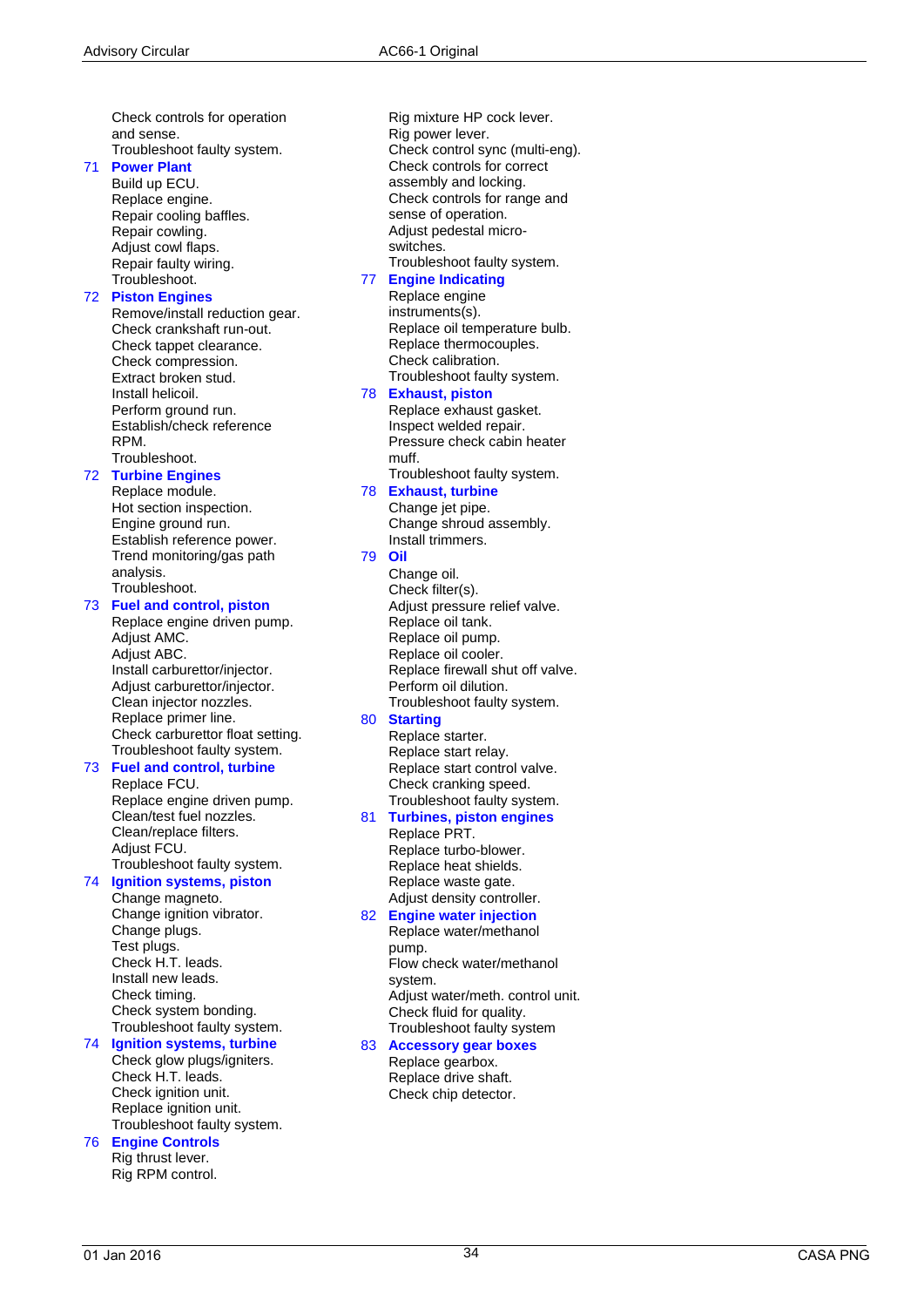Check controls for operation and sense.
Troubleshoot faulty system.

**71 Power Plant**
Build up ECU.
Replace engine.
Repair cooling baffles.
Repair cowling.
Adjust cowl flaps.
Repair faulty wiring.
Troubleshoot.

**72 Piston Engines**
Remove/install reduction gear.
Check crankshaft run-out.
Check tappet clearance.
Check compression.
Extract broken stud.
Install helicoil.
Perform ground run.
Establish/check reference RPM.
Troubleshoot.

**72 Turbine Engines**
Replace module.
Hot section inspection.
Engine ground run.
Establish reference power.
Trend monitoring/gas path analysis.
Troubleshoot.

**73 Fuel and control, piston**
Replace engine driven pump.
Adjust AMC.
Adjust ABC.
Install carburettor/injector.
Adjust carburettor/injector.
Clean injector nozzles.
Replace primer line.
Check carburettor float setting.
Troubleshoot faulty system.

**73 Fuel and control, turbine**
Replace FCU.
Replace engine driven pump.
Clean/test fuel nozzles.
Clean/replace filters.
Adjust FCU.
Troubleshoot faulty system.

**74 Ignition systems, piston**
Change magneto.
Change ignition vibrator.
Change plugs.
Test plugs.
Check H.T. leads.
Install new leads.
Check timing.
Check system bonding.
Troubleshoot faulty system.

**74 Ignition systems, turbine**
Check glow plugs/igniters.
Check H.T. leads.
Check ignition unit.
Replace ignition unit.
Troubleshoot faulty system.

**76 Engine Controls**
Rig thrust lever.
Rig RPM control.
Rig mixture HP cock lever.
Rig power lever.
Check control sync (multi-eng).
Check controls for correct assembly and locking.
Check controls for range and sense of operation.
Adjust pedestal micro-switches.
Troubleshoot faulty system.

**77 Engine Indicating**
Replace engine instruments(s).
Replace oil temperature bulb.
Replace thermocouples.
Check calibration.
Troubleshoot faulty system.

**78 Exhaust, piston**
Replace exhaust gasket.
Inspect welded repair.
Pressure check cabin heater muff.
Troubleshoot faulty system.

**78 Exhaust, turbine**
Change jet pipe.
Change shroud assembly.
Install trimmers.

**79 Oil**
Change oil.
Check filter(s).
Adjust pressure relief valve.
Replace oil tank.
Replace oil pump.
Replace oil cooler.
Replace firewall shut off valve.
Perform oil dilution.
Troubleshoot faulty system.

**80 Starting**
Replace starter.
Replace start relay.
Replace start control valve.
Check cranking speed.
Troubleshoot faulty system.

**81 Turbines, piston engines**
Replace PRT.
Replace turbo-blower.
Replace heat shields.
Replace waste gate.
Adjust density controller.

**82 Engine water injection**
Replace water/methanol pump.
Flow check water/methanol system.
Adjust water/meth. control unit.
Check fluid for quality.
Troubleshoot faulty system

**83 Accessory gear boxes**
Replace gearbox.
Replace drive shaft.
Check chip detector.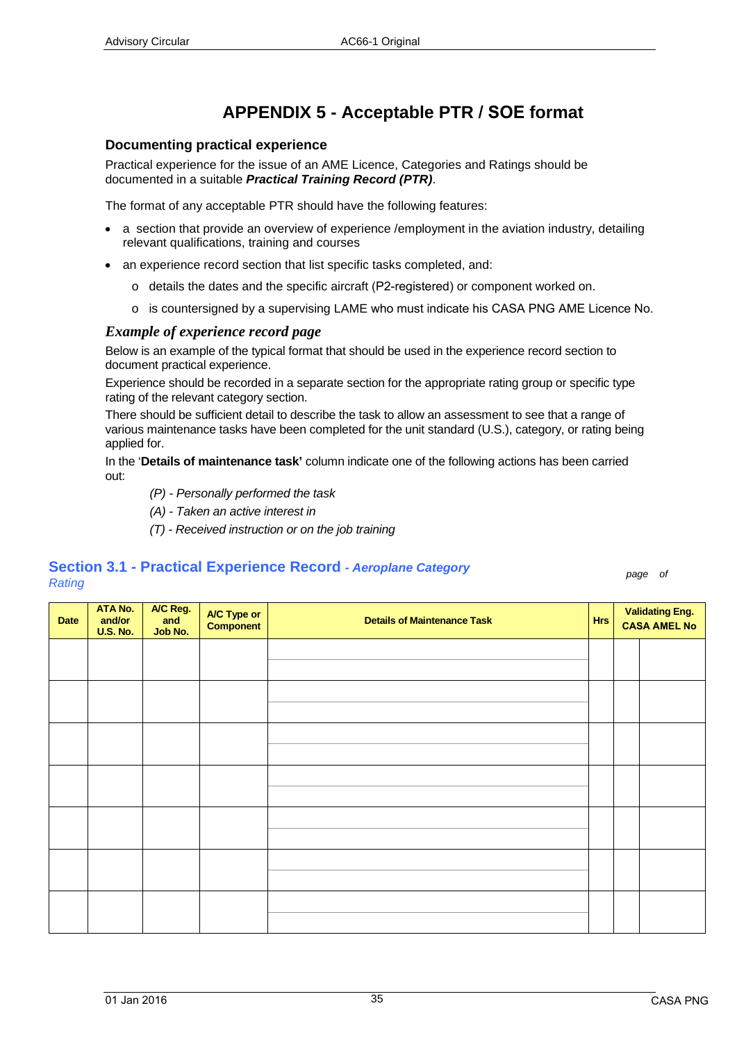# APPENDIX 5 - Acceptable PTR / SOE format

### Documenting practical experience

Practical experience for the issue of an AME Licence, Categories and Ratings should be documented in a suitable ***Practical Training Record (PTR)***.

The format of any acceptable PTR should have the following features:

- a section that provide an overview of experience /employment in the aviation industry, detailing relevant qualifications, training and courses
- an experience record section that list specific tasks completed, and:
  - details the dates and the specific aircraft (P2-registered) or component worked on.
  - is countersigned by a supervising LAME who must indicate his CASA PNG AME Licence No.

### *Example of experience record page*

Below is an example of the typical format that should be used in the experience record section to document practical experience.

Experience should be recorded in a separate section for the appropriate rating group or specific type rating of the relevant category section.

There should be sufficient detail to describe the task to allow an assessment to see that a range of various maintenance tasks have been completed for the unit standard (U.S.), category, or rating being applied for.

In the '**Details of maintenance task'** column indicate one of the following actions has been carried out:

*(P) - Personally performed the task*

*(A) - Taken an active interest in*

*(T) - Received instruction or on the job training*

## Section 3.1 - Practical Experience Record *- Aeroplane Category Rating*

*page of*

| Date | ATA No. and/or U.S. No. | A/C Reg. and Job No. | A/C Type or Component | Details of Maintenance Task | Hrs | Validating Eng. CASA AMEL No | |
|---|---|---|---|---|---|---|---|
| | | | | | | | |
| | | | | | | | |
| | | | | | | | |
| | | | | | | | |
| | | | | | | | |
| | | | | | | | |
| | | | | | | | |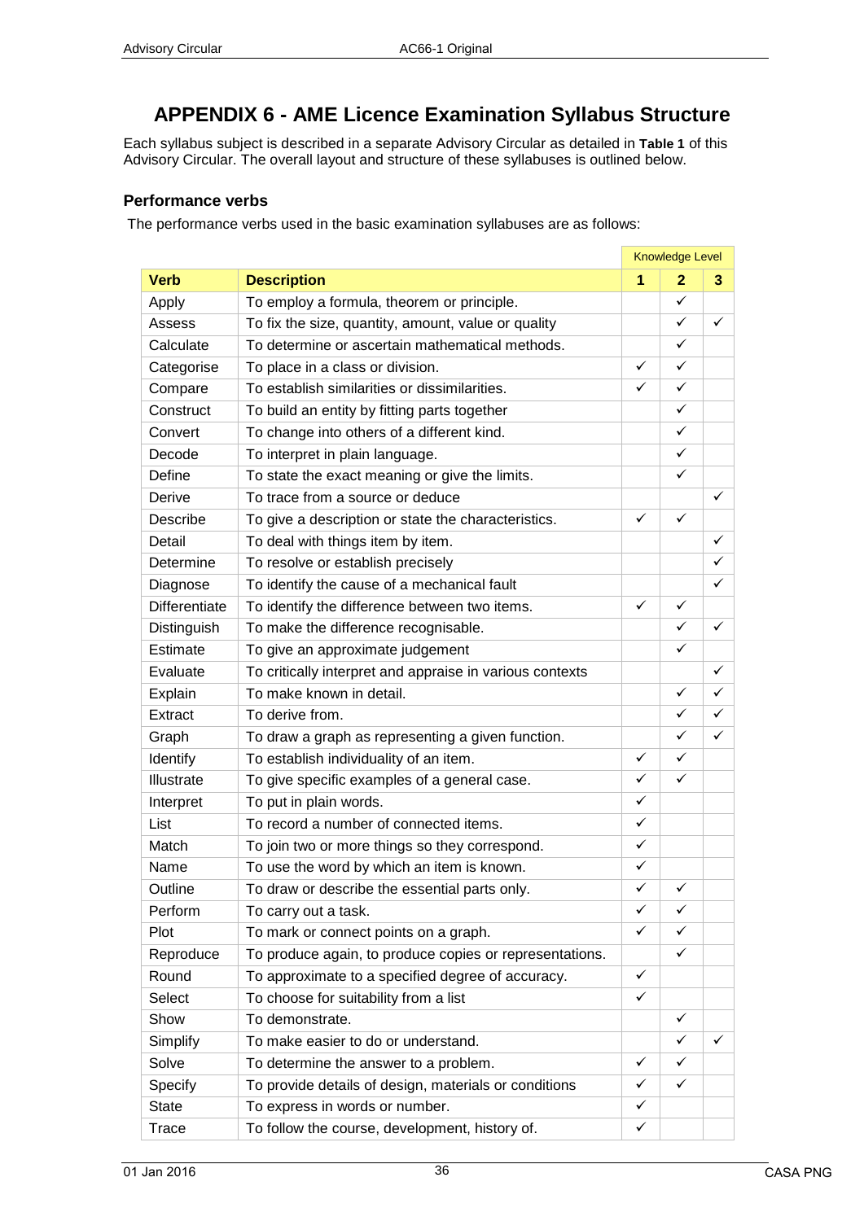# APPENDIX 6 - AME Licence Examination Syllabus Structure

Each syllabus subject is described in a separate Advisory Circular as detailed in **Table 1** of this Advisory Circular. The overall layout and structure of these syllabuses is outlined below.

### Performance verbs

The performance verbs used in the basic examination syllabuses are as follows:

| | | Knowledge Level | | |
|---|---|---|---|---|
| **Verb** | **Description** | **1** | **2** | **3** |
| Apply | To employ a formula, theorem or principle. | | ✓ | |
| Assess | To fix the size, quantity, amount, value or quality | | ✓ | ✓ |
| Calculate | To determine or ascertain mathematical methods. | | ✓ | |
| Categorise | To place in a class or division. | ✓ | ✓ | |
| Compare | To establish similarities or dissimilarities. | ✓ | ✓ | |
| Construct | To build an entity by fitting parts together | | ✓ | |
| Convert | To change into others of a different kind. | | ✓ | |
| Decode | To interpret in plain language. | | ✓ | |
| Define | To state the exact meaning or give the limits. | | ✓ | |
| Derive | To trace from a source or deduce | | | ✓ |
| Describe | To give a description or state the characteristics. | ✓ | ✓ | |
| Detail | To deal with things item by item. | | | ✓ |
| Determine | To resolve or establish precisely | | | ✓ |
| Diagnose | To identify the cause of a mechanical fault | | | ✓ |
| Differentiate | To identify the difference between two items. | ✓ | ✓ | |
| Distinguish | To make the difference recognisable. | | ✓ | ✓ |
| Estimate | To give an approximate judgement | | ✓ | |
| Evaluate | To critically interpret and appraise in various contexts | | | ✓ |
| Explain | To make known in detail. | | ✓ | ✓ |
| Extract | To derive from. | | ✓ | ✓ |
| Graph | To draw a graph as representing a given function. | | ✓ | ✓ |
| Identify | To establish individuality of an item. | ✓ | ✓ | |
| Illustrate | To give specific examples of a general case. | ✓ | ✓ | |
| Interpret | To put in plain words. | ✓ | | |
| List | To record a number of connected items. | ✓ | | |
| Match | To join two or more things so they correspond. | ✓ | | |
| Name | To use the word by which an item is known. | ✓ | | |
| Outline | To draw or describe the essential parts only. | ✓ | ✓ | |
| Perform | To carry out a task. | ✓ | ✓ | |
| Plot | To mark or connect points on a graph. | ✓ | ✓ | |
| Reproduce | To produce again, to produce copies or representations. | | ✓ | |
| Round | To approximate to a specified degree of accuracy. | ✓ | | |
| Select | To choose for suitability from a list | ✓ | | |
| Show | To demonstrate. | | ✓ | |
| Simplify | To make easier to do or understand. | | ✓ | ✓ |
| Solve | To determine the answer to a problem. | ✓ | ✓ | |
| Specify | To provide details of design, materials or conditions | ✓ | ✓ | |
| State | To express in words or number. | ✓ | | |
| Trace | To follow the course, development, history of. | ✓ | | |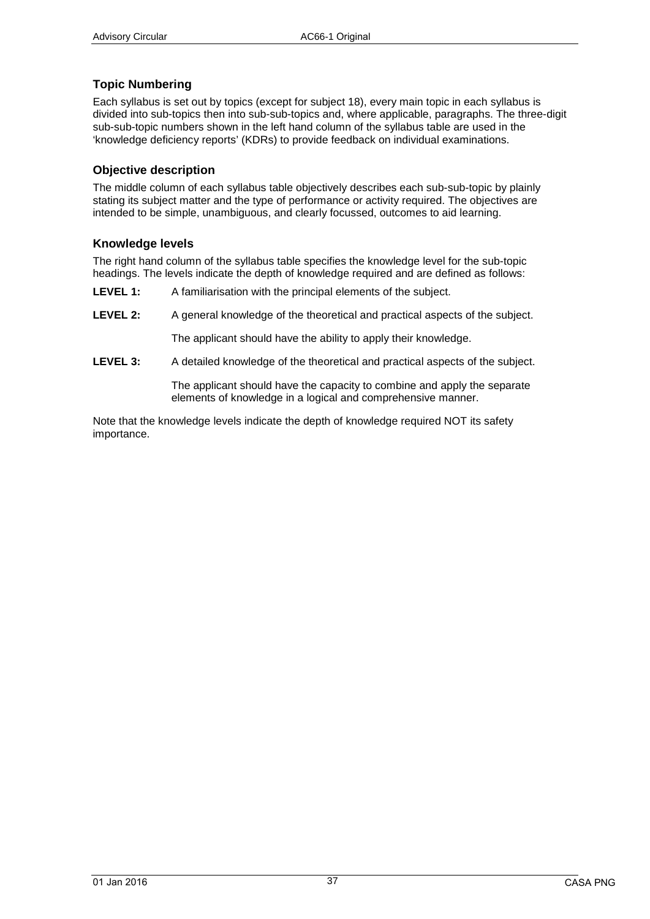## Topic Numbering

Each syllabus is set out by topics (except for subject 18), every main topic in each syllabus is divided into sub-topics then into sub-sub-topics and, where applicable, paragraphs. The three-digit sub-sub-topic numbers shown in the left hand column of the syllabus table are used in the 'knowledge deficiency reports' (KDRs) to provide feedback on individual examinations.

## Objective description

The middle column of each syllabus table objectively describes each sub-sub-topic by plainly stating its subject matter and the type of performance or activity required. The objectives are intended to be simple, unambiguous, and clearly focussed, outcomes to aid learning.

## Knowledge levels

The right hand column of the syllabus table specifies the knowledge level for the sub-topic headings. The levels indicate the depth of knowledge required and are defined as follows:

**LEVEL 1:** A familiarisation with the principal elements of the subject.

**LEVEL 2:** A general knowledge of the theoretical and practical aspects of the subject.

The applicant should have the ability to apply their knowledge.

**LEVEL 3:** A detailed knowledge of the theoretical and practical aspects of the subject.

The applicant should have the capacity to combine and apply the separate elements of knowledge in a logical and comprehensive manner.

Note that the knowledge levels indicate the depth of knowledge required NOT its safety importance.